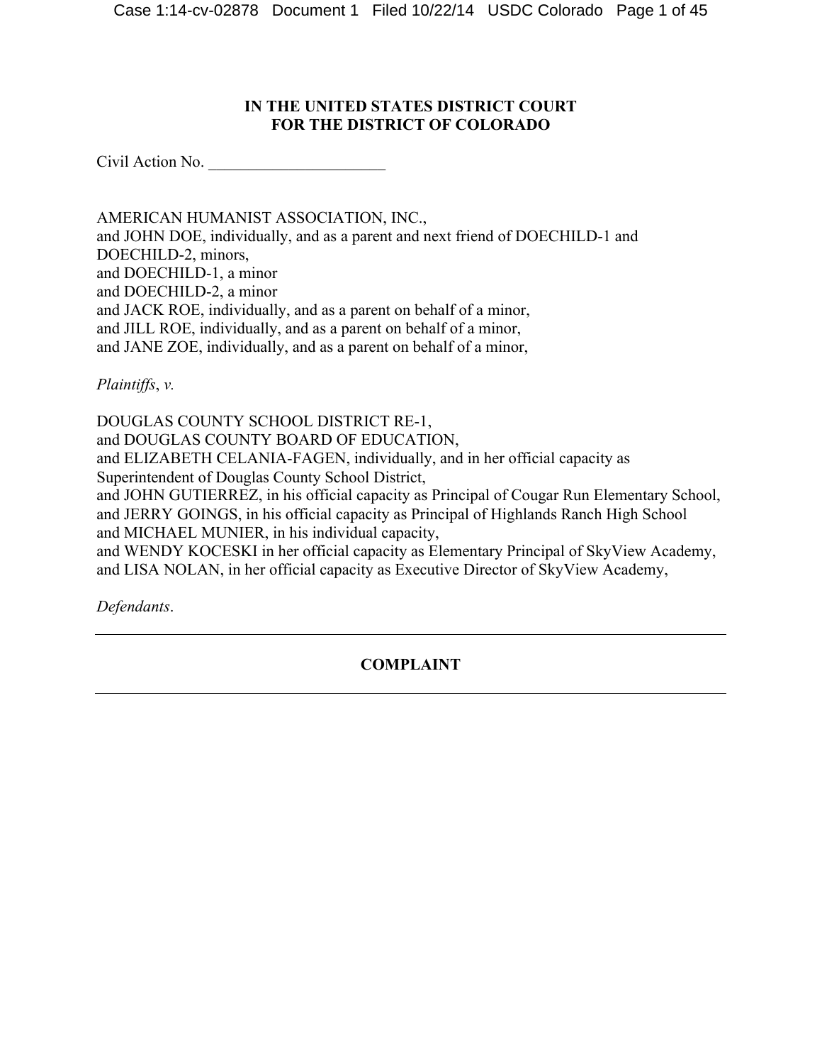**IN THE UNITED STATES DISTRICT COURT**
**FOR THE DISTRICT OF COLORADO**

Civil Action No. ______________________

AMERICAN HUMANIST ASSOCIATION, INC.,
and JOHN DOE, individually, and as a parent and next friend of DOECHILD-1 and DOECHILD-2, minors,
and DOECHILD-1, a minor
and DOECHILD-2, a minor
and JACK ROE, individually, and as a parent on behalf of a minor,
and JILL ROE, individually, and as a parent on behalf of a minor,
and JANE ZOE, individually, and as a parent on behalf of a minor,

*Plaintiffs*, *v.*

DOUGLAS COUNTY SCHOOL DISTRICT RE-1,
and DOUGLAS COUNTY BOARD OF EDUCATION,
and ELIZABETH CELANIA-FAGEN, individually, and in her official capacity as Superintendent of Douglas County School District,
and JOHN GUTIERREZ, in his official capacity as Principal of Cougar Run Elementary School,
and JERRY GOINGS, in his official capacity as Principal of Highlands Ranch High School
and MICHAEL MUNIER, in his individual capacity,
and WENDY KOCESKI in her official capacity as Elementary Principal of SkyView Academy,
and LISA NOLAN, in her official capacity as Executive Director of SkyView Academy,

*Defendants*.

---

**COMPLAINT**

---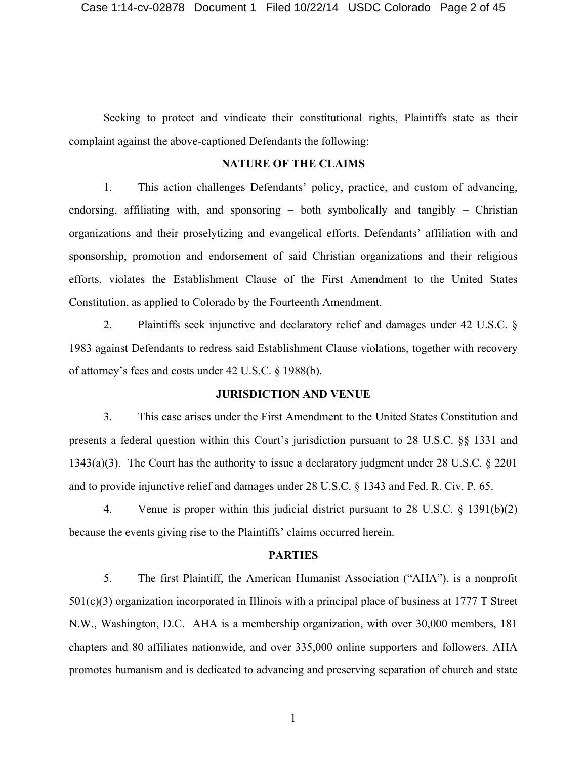Seeking to protect and vindicate their constitutional rights, Plaintiffs state as their complaint against the above-captioned Defendants the following:

## NATURE OF THE CLAIMS

1. This action challenges Defendants' policy, practice, and custom of advancing, endorsing, affiliating with, and sponsoring – both symbolically and tangibly – Christian organizations and their proselytizing and evangelical efforts. Defendants' affiliation with and sponsorship, promotion and endorsement of said Christian organizations and their religious efforts, violates the Establishment Clause of the First Amendment to the United States Constitution, as applied to Colorado by the Fourteenth Amendment.

2. Plaintiffs seek injunctive and declaratory relief and damages under 42 U.S.C. § 1983 against Defendants to redress said Establishment Clause violations, together with recovery of attorney's fees and costs under 42 U.S.C. § 1988(b).

## JURISDICTION AND VENUE

3. This case arises under the First Amendment to the United States Constitution and presents a federal question within this Court's jurisdiction pursuant to 28 U.S.C. §§ 1331 and 1343(a)(3). The Court has the authority to issue a declaratory judgment under 28 U.S.C. § 2201 and to provide injunctive relief and damages under 28 U.S.C. § 1343 and Fed. R. Civ. P. 65.

4. Venue is proper within this judicial district pursuant to 28 U.S.C. § 1391(b)(2) because the events giving rise to the Plaintiffs' claims occurred herein.

## PARTIES

5. The first Plaintiff, the American Humanist Association ("AHA"), is a nonprofit 501(c)(3) organization incorporated in Illinois with a principal place of business at 1777 T Street N.W., Washington, D.C. AHA is a membership organization, with over 30,000 members, 181 chapters and 80 affiliates nationwide, and over 335,000 online supporters and followers. AHA promotes humanism and is dedicated to advancing and preserving separation of church and state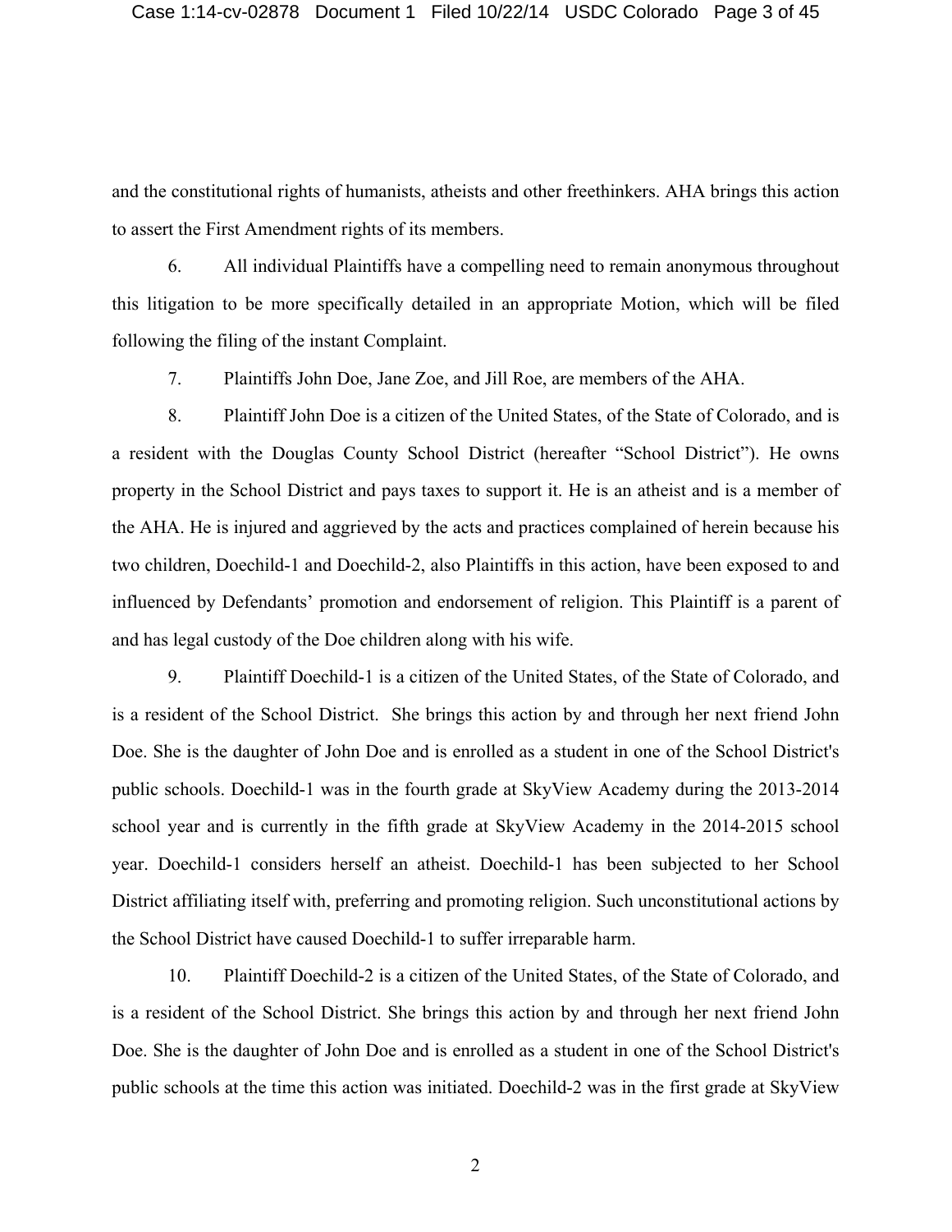and the constitutional rights of humanists, atheists and other freethinkers. AHA brings this action to assert the First Amendment rights of its members.

6. All individual Plaintiffs have a compelling need to remain anonymous throughout this litigation to be more specifically detailed in an appropriate Motion, which will be filed following the filing of the instant Complaint.

7. Plaintiffs John Doe, Jane Zoe, and Jill Roe, are members of the AHA.

8. Plaintiff John Doe is a citizen of the United States, of the State of Colorado, and is a resident with the Douglas County School District (hereafter "School District"). He owns property in the School District and pays taxes to support it. He is an atheist and is a member of the AHA. He is injured and aggrieved by the acts and practices complained of herein because his two children, Doechild-1 and Doechild-2, also Plaintiffs in this action, have been exposed to and influenced by Defendants' promotion and endorsement of religion. This Plaintiff is a parent of and has legal custody of the Doe children along with his wife.

9. Plaintiff Doechild-1 is a citizen of the United States, of the State of Colorado, and is a resident of the School District. She brings this action by and through her next friend John Doe. She is the daughter of John Doe and is enrolled as a student in one of the School District's public schools. Doechild-1 was in the fourth grade at SkyView Academy during the 2013-2014 school year and is currently in the fifth grade at SkyView Academy in the 2014-2015 school year. Doechild-1 considers herself an atheist. Doechild-1 has been subjected to her School District affiliating itself with, preferring and promoting religion. Such unconstitutional actions by the School District have caused Doechild-1 to suffer irreparable harm.

10. Plaintiff Doechild-2 is a citizen of the United States, of the State of Colorado, and is a resident of the School District. She brings this action by and through her next friend John Doe. She is the daughter of John Doe and is enrolled as a student in one of the School District's public schools at the time this action was initiated. Doechild-2 was in the first grade at SkyView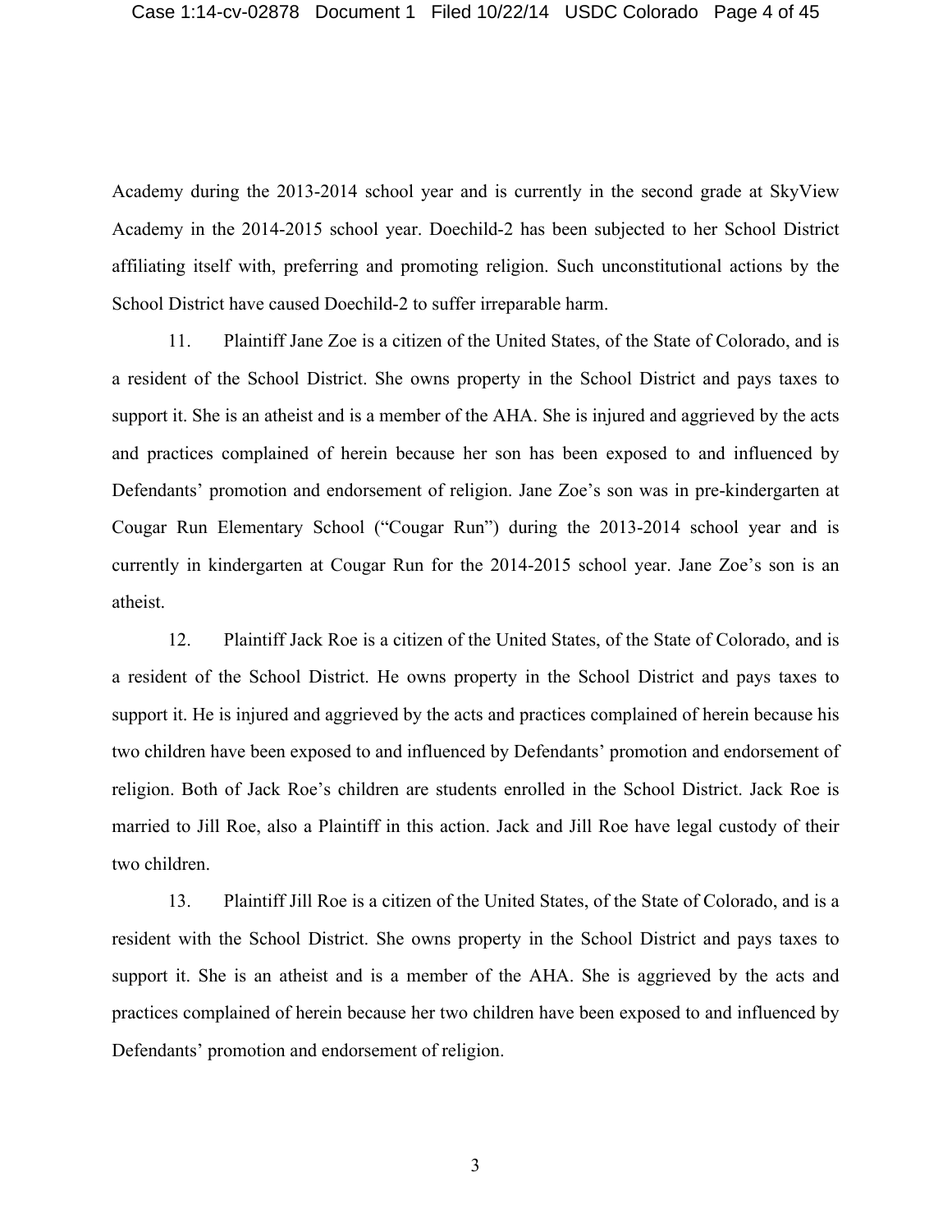Academy during the 2013-2014 school year and is currently in the second grade at SkyView Academy in the 2014-2015 school year. Doechild-2 has been subjected to her School District affiliating itself with, preferring and promoting religion. Such unconstitutional actions by the School District have caused Doechild-2 to suffer irreparable harm.

11. Plaintiff Jane Zoe is a citizen of the United States, of the State of Colorado, and is a resident of the School District. She owns property in the School District and pays taxes to support it. She is an atheist and is a member of the AHA. She is injured and aggrieved by the acts and practices complained of herein because her son has been exposed to and influenced by Defendants' promotion and endorsement of religion. Jane Zoe's son was in pre-kindergarten at Cougar Run Elementary School ("Cougar Run") during the 2013-2014 school year and is currently in kindergarten at Cougar Run for the 2014-2015 school year. Jane Zoe's son is an atheist.

12. Plaintiff Jack Roe is a citizen of the United States, of the State of Colorado, and is a resident of the School District. He owns property in the School District and pays taxes to support it. He is injured and aggrieved by the acts and practices complained of herein because his two children have been exposed to and influenced by Defendants' promotion and endorsement of religion. Both of Jack Roe's children are students enrolled in the School District. Jack Roe is married to Jill Roe, also a Plaintiff in this action. Jack and Jill Roe have legal custody of their two children.

13. Plaintiff Jill Roe is a citizen of the United States, of the State of Colorado, and is a resident with the School District. She owns property in the School District and pays taxes to support it. She is an atheist and is a member of the AHA. She is aggrieved by the acts and practices complained of herein because her two children have been exposed to and influenced by Defendants' promotion and endorsement of religion.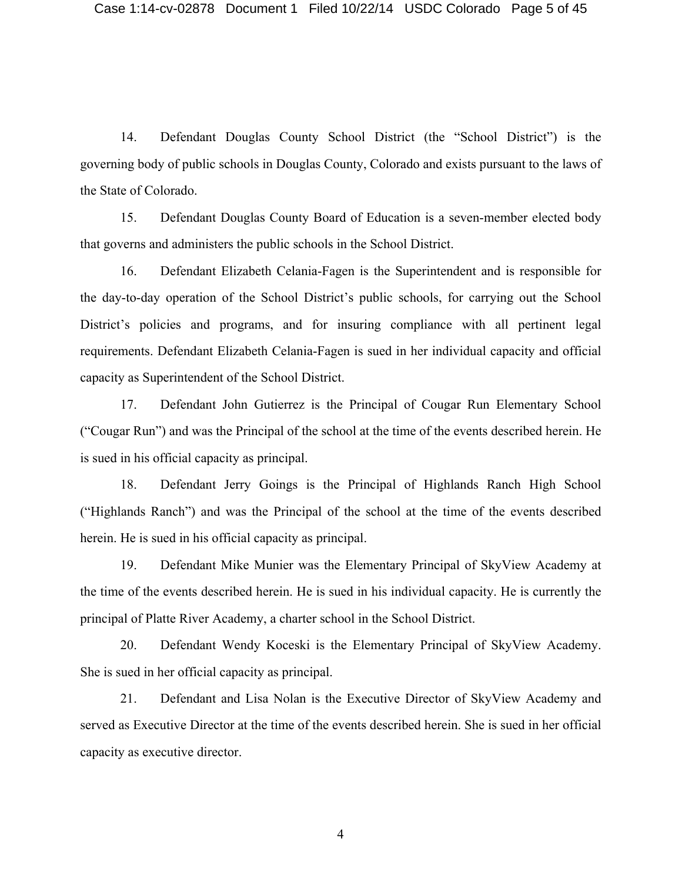14. Defendant Douglas County School District (the "School District") is the governing body of public schools in Douglas County, Colorado and exists pursuant to the laws of the State of Colorado.

15. Defendant Douglas County Board of Education is a seven-member elected body that governs and administers the public schools in the School District.

16. Defendant Elizabeth Celania-Fagen is the Superintendent and is responsible for the day-to-day operation of the School District's public schools, for carrying out the School District's policies and programs, and for insuring compliance with all pertinent legal requirements. Defendant Elizabeth Celania-Fagen is sued in her individual capacity and official capacity as Superintendent of the School District.

17. Defendant John Gutierrez is the Principal of Cougar Run Elementary School ("Cougar Run") and was the Principal of the school at the time of the events described herein. He is sued in his official capacity as principal.

18. Defendant Jerry Goings is the Principal of Highlands Ranch High School ("Highlands Ranch") and was the Principal of the school at the time of the events described herein. He is sued in his official capacity as principal.

19. Defendant Mike Munier was the Elementary Principal of SkyView Academy at the time of the events described herein. He is sued in his individual capacity. He is currently the principal of Platte River Academy, a charter school in the School District.

20. Defendant Wendy Koceski is the Elementary Principal of SkyView Academy. She is sued in her official capacity as principal.

21. Defendant and Lisa Nolan is the Executive Director of SkyView Academy and served as Executive Director at the time of the events described herein. She is sued in her official capacity as executive director.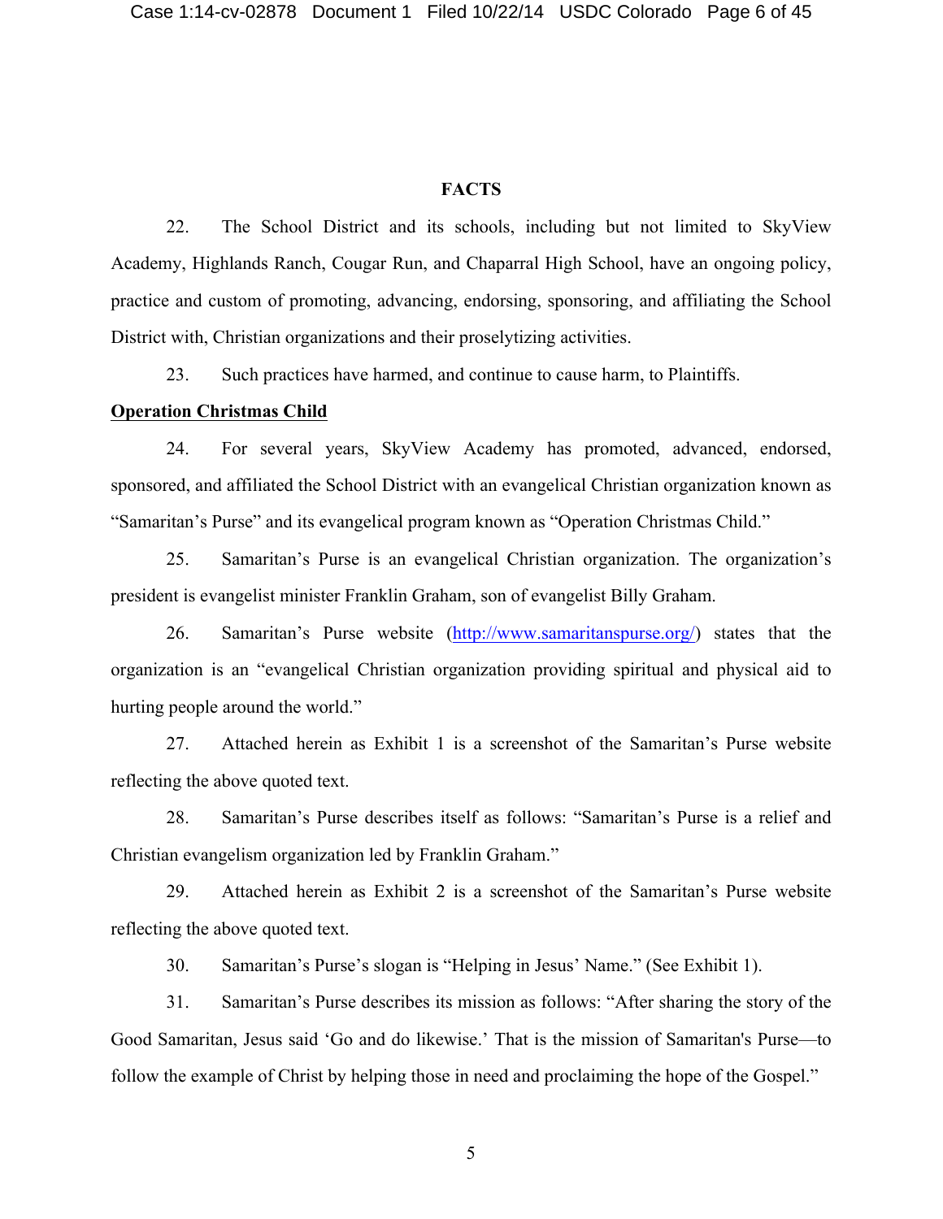## FACTS

22. The School District and its schools, including but not limited to SkyView Academy, Highlands Ranch, Cougar Run, and Chaparral High School, have an ongoing policy, practice and custom of promoting, advancing, endorsing, sponsoring, and affiliating the School District with, Christian organizations and their proselytizing activities.

23. Such practices have harmed, and continue to cause harm, to Plaintiffs.

**Operation Christmas Child**

24. For several years, SkyView Academy has promoted, advanced, endorsed, sponsored, and affiliated the School District with an evangelical Christian organization known as "Samaritan's Purse" and its evangelical program known as "Operation Christmas Child."

25. Samaritan's Purse is an evangelical Christian organization. The organization's president is evangelist minister Franklin Graham, son of evangelist Billy Graham.

26. Samaritan's Purse website (http://www.samaritanspurse.org/) states that the organization is an "evangelical Christian organization providing spiritual and physical aid to hurting people around the world."

27. Attached herein as Exhibit 1 is a screenshot of the Samaritan's Purse website reflecting the above quoted text.

28. Samaritan's Purse describes itself as follows: "Samaritan's Purse is a relief and Christian evangelism organization led by Franklin Graham."

29. Attached herein as Exhibit 2 is a screenshot of the Samaritan's Purse website reflecting the above quoted text.

30. Samaritan's Purse's slogan is "Helping in Jesus' Name." (See Exhibit 1).

31. Samaritan's Purse describes its mission as follows: "After sharing the story of the Good Samaritan, Jesus said 'Go and do likewise.' That is the mission of Samaritan's Purse—to follow the example of Christ by helping those in need and proclaiming the hope of the Gospel."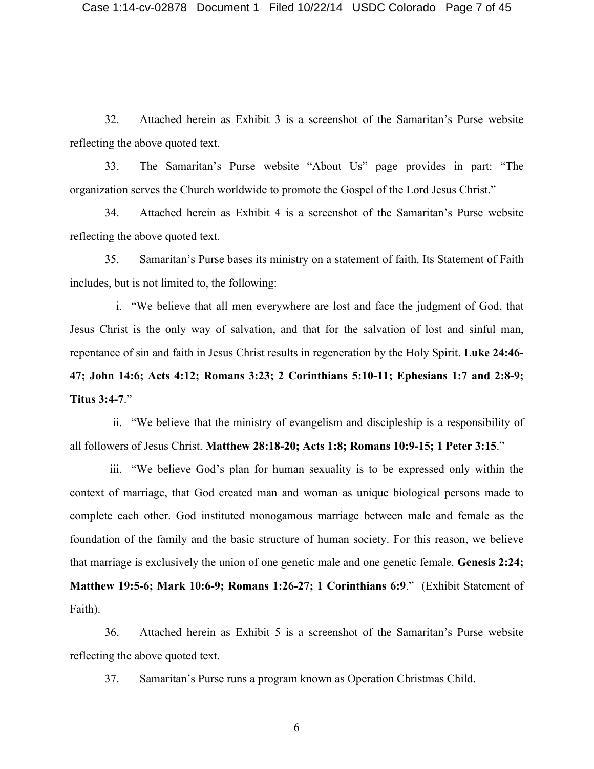32. Attached herein as Exhibit 3 is a screenshot of the Samaritan's Purse website reflecting the above quoted text.

33. The Samaritan's Purse website "About Us" page provides in part: "The organization serves the Church worldwide to promote the Gospel of the Lord Jesus Christ."

34. Attached herein as Exhibit 4 is a screenshot of the Samaritan's Purse website reflecting the above quoted text.

35. Samaritan's Purse bases its ministry on a statement of faith. Its Statement of Faith includes, but is not limited to, the following:

i. "We believe that all men everywhere are lost and face the judgment of God, that Jesus Christ is the only way of salvation, and that for the salvation of lost and sinful man, repentance of sin and faith in Jesus Christ results in regeneration by the Holy Spirit. **Luke 24:46-47; John 14:6; Acts 4:12; Romans 3:23; 2 Corinthians 5:10-11; Ephesians 1:7 and 2:8-9; Titus 3:4-7**."

ii. "We believe that the ministry of evangelism and discipleship is a responsibility of all followers of Jesus Christ. **Matthew 28:18-20; Acts 1:8; Romans 10:9-15; 1 Peter 3:15**."

iii. "We believe God's plan for human sexuality is to be expressed only within the context of marriage, that God created man and woman as unique biological persons made to complete each other. God instituted monogamous marriage between male and female as the foundation of the family and the basic structure of human society. For this reason, we believe that marriage is exclusively the union of one genetic male and one genetic female. **Genesis 2:24; Matthew 19:5-6; Mark 10:6-9; Romans 1:26-27; 1 Corinthians 6:9**." (Exhibit Statement of Faith).

36. Attached herein as Exhibit 5 is a screenshot of the Samaritan's Purse website reflecting the above quoted text.

37. Samaritan's Purse runs a program known as Operation Christmas Child.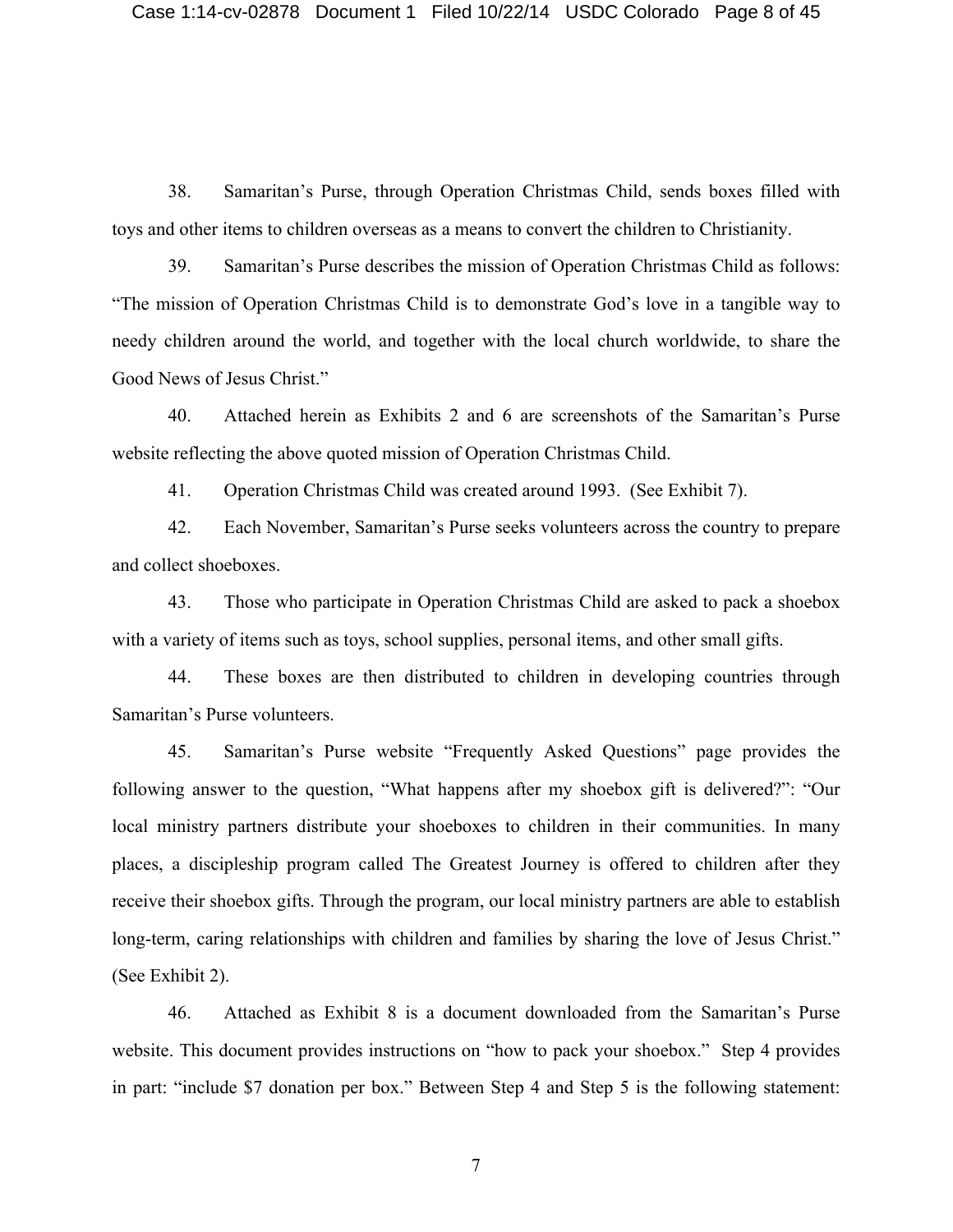38. Samaritan's Purse, through Operation Christmas Child, sends boxes filled with toys and other items to children overseas as a means to convert the children to Christianity.

39. Samaritan's Purse describes the mission of Operation Christmas Child as follows: "The mission of Operation Christmas Child is to demonstrate God's love in a tangible way to needy children around the world, and together with the local church worldwide, to share the Good News of Jesus Christ."

40. Attached herein as Exhibits 2 and 6 are screenshots of the Samaritan's Purse website reflecting the above quoted mission of Operation Christmas Child.

41. Operation Christmas Child was created around 1993. (See Exhibit 7).

42. Each November, Samaritan's Purse seeks volunteers across the country to prepare and collect shoeboxes.

43. Those who participate in Operation Christmas Child are asked to pack a shoebox with a variety of items such as toys, school supplies, personal items, and other small gifts.

44. These boxes are then distributed to children in developing countries through Samaritan's Purse volunteers.

45. Samaritan's Purse website "Frequently Asked Questions" page provides the following answer to the question, "What happens after my shoebox gift is delivered?": "Our local ministry partners distribute your shoeboxes to children in their communities. In many places, a discipleship program called The Greatest Journey is offered to children after they receive their shoebox gifts. Through the program, our local ministry partners are able to establish long-term, caring relationships with children and families by sharing the love of Jesus Christ." (See Exhibit 2).

46. Attached as Exhibit 8 is a document downloaded from the Samaritan's Purse website. This document provides instructions on "how to pack your shoebox." Step 4 provides in part: "include $7 donation per box." Between Step 4 and Step 5 is the following statement: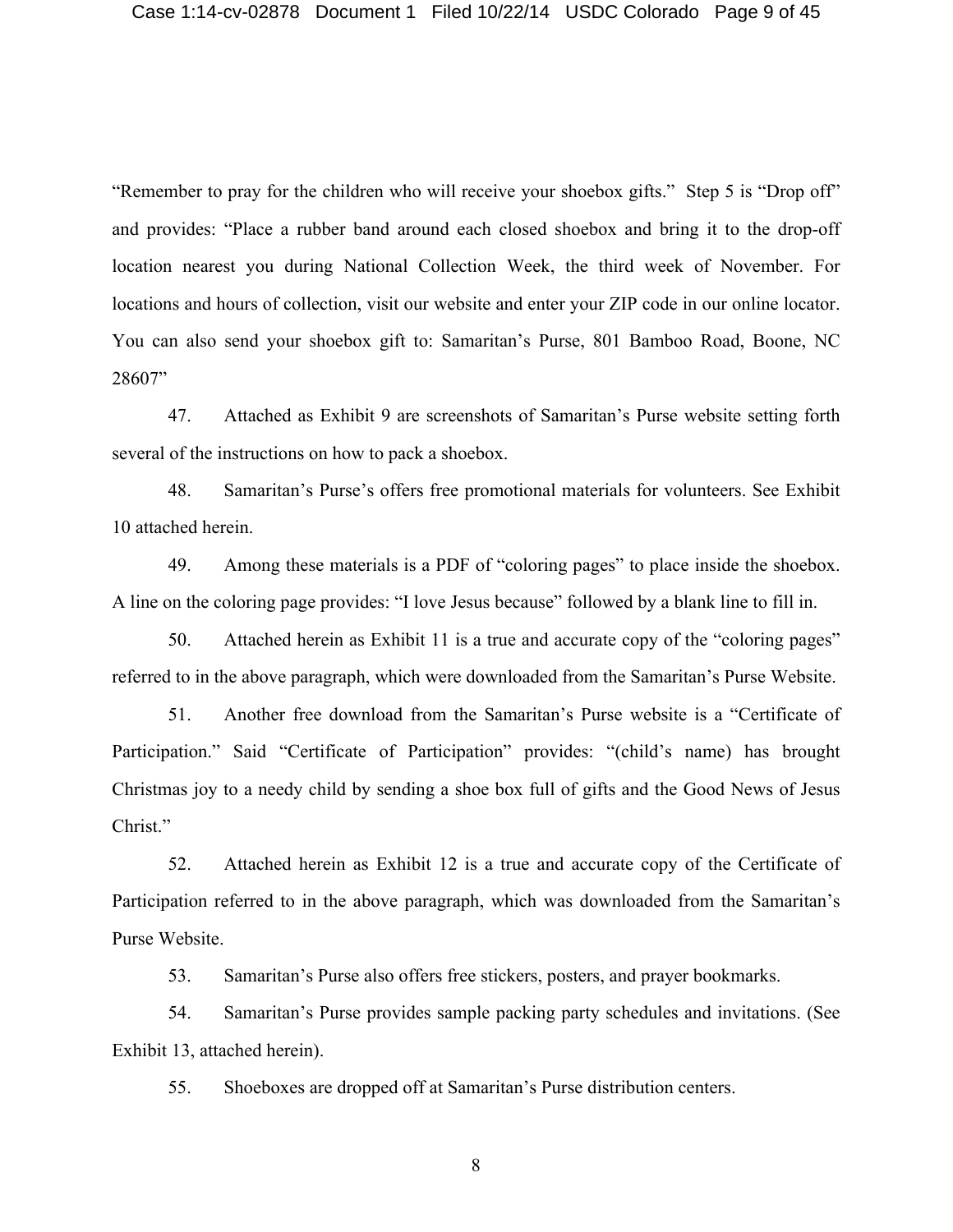"Remember to pray for the children who will receive your shoebox gifts." Step 5 is "Drop off" and provides: "Place a rubber band around each closed shoebox and bring it to the drop-off location nearest you during National Collection Week, the third week of November. For locations and hours of collection, visit our website and enter your ZIP code in our online locator. You can also send your shoebox gift to: Samaritan's Purse, 801 Bamboo Road, Boone, NC 28607"

47. Attached as Exhibit 9 are screenshots of Samaritan's Purse website setting forth several of the instructions on how to pack a shoebox.

48. Samaritan's Purse's offers free promotional materials for volunteers. See Exhibit 10 attached herein.

49. Among these materials is a PDF of "coloring pages" to place inside the shoebox. A line on the coloring page provides: "I love Jesus because" followed by a blank line to fill in.

50. Attached herein as Exhibit 11 is a true and accurate copy of the "coloring pages" referred to in the above paragraph, which were downloaded from the Samaritan's Purse Website.

51. Another free download from the Samaritan's Purse website is a "Certificate of Participation." Said "Certificate of Participation" provides: "(child's name) has brought Christmas joy to a needy child by sending a shoe box full of gifts and the Good News of Jesus Christ."

52. Attached herein as Exhibit 12 is a true and accurate copy of the Certificate of Participation referred to in the above paragraph, which was downloaded from the Samaritan's Purse Website.

53. Samaritan's Purse also offers free stickers, posters, and prayer bookmarks.

54. Samaritan's Purse provides sample packing party schedules and invitations. (See Exhibit 13, attached herein).

55. Shoeboxes are dropped off at Samaritan's Purse distribution centers.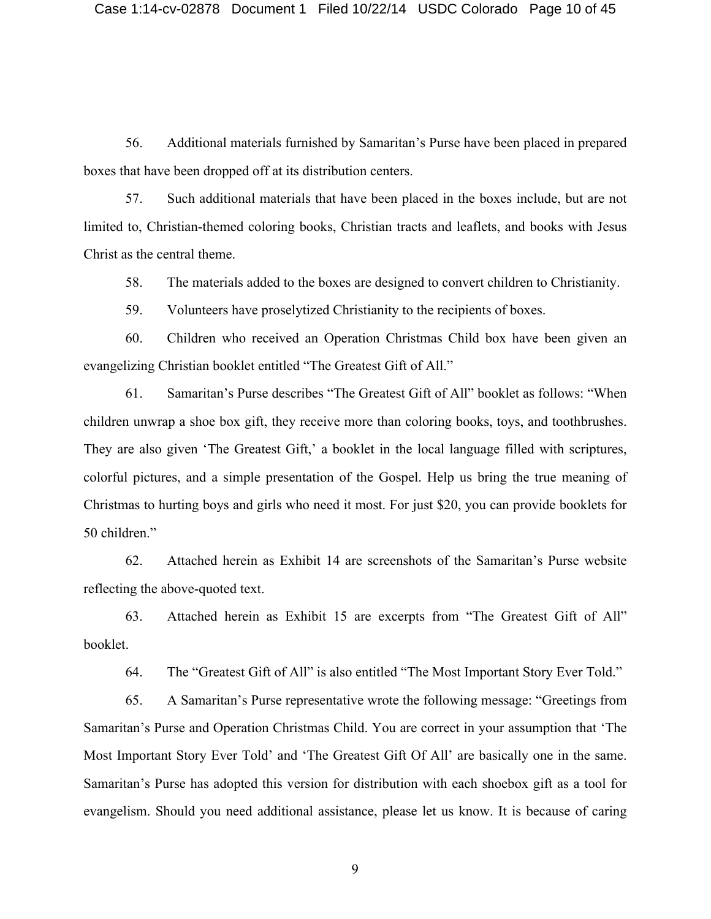56. Additional materials furnished by Samaritan's Purse have been placed in prepared boxes that have been dropped off at its distribution centers.

57. Such additional materials that have been placed in the boxes include, but are not limited to, Christian-themed coloring books, Christian tracts and leaflets, and books with Jesus Christ as the central theme.

58. The materials added to the boxes are designed to convert children to Christianity.

59. Volunteers have proselytized Christianity to the recipients of boxes.

60. Children who received an Operation Christmas Child box have been given an evangelizing Christian booklet entitled "The Greatest Gift of All."

61. Samaritan's Purse describes "The Greatest Gift of All" booklet as follows: "When children unwrap a shoe box gift, they receive more than coloring books, toys, and toothbrushes. They are also given 'The Greatest Gift,' a booklet in the local language filled with scriptures, colorful pictures, and a simple presentation of the Gospel. Help us bring the true meaning of Christmas to hurting boys and girls who need it most. For just $20, you can provide booklets for 50 children."

62. Attached herein as Exhibit 14 are screenshots of the Samaritan's Purse website reflecting the above-quoted text.

63. Attached herein as Exhibit 15 are excerpts from "The Greatest Gift of All" booklet.

64. The "Greatest Gift of All" is also entitled "The Most Important Story Ever Told."

65. A Samaritan's Purse representative wrote the following message: "Greetings from Samaritan's Purse and Operation Christmas Child. You are correct in your assumption that 'The Most Important Story Ever Told' and 'The Greatest Gift Of All' are basically one in the same. Samaritan's Purse has adopted this version for distribution with each shoebox gift as a tool for evangelism. Should you need additional assistance, please let us know. It is because of caring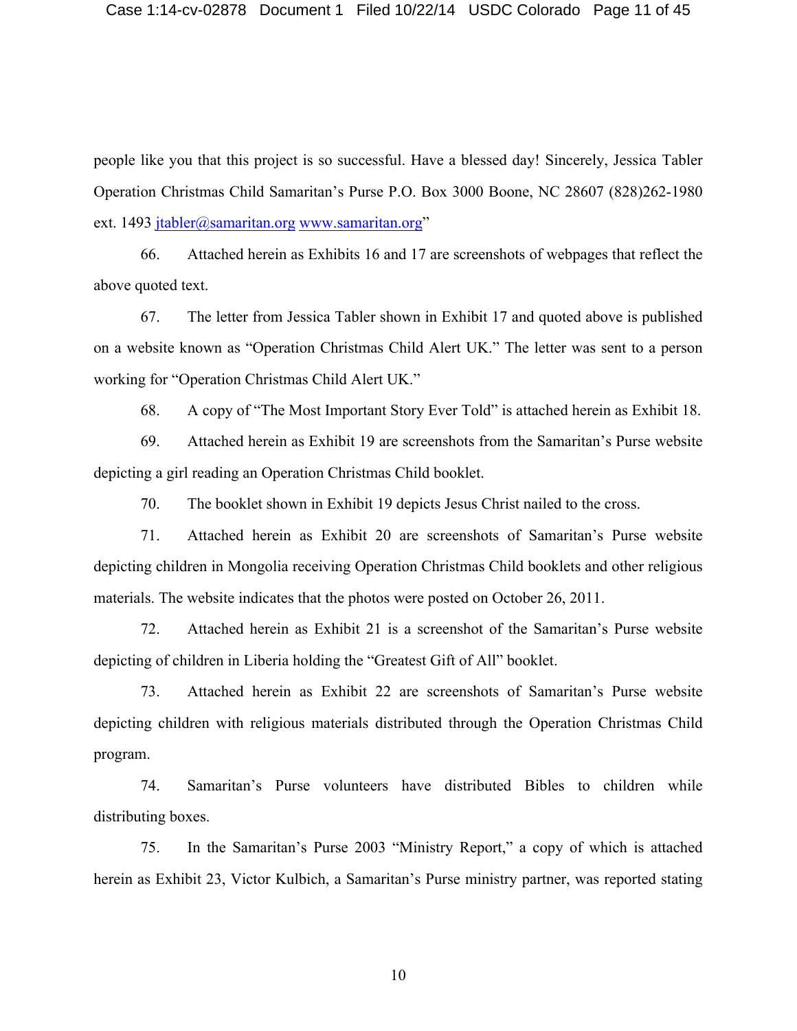people like you that this project is so successful. Have a blessed day! Sincerely, Jessica Tabler Operation Christmas Child Samaritan's Purse P.O. Box 3000 Boone, NC 28607 (828)262-1980 ext. 1493 jtabler@samaritan.org www.samaritan.org"

66. Attached herein as Exhibits 16 and 17 are screenshots of webpages that reflect the above quoted text.

67. The letter from Jessica Tabler shown in Exhibit 17 and quoted above is published on a website known as "Operation Christmas Child Alert UK." The letter was sent to a person working for "Operation Christmas Child Alert UK."

68. A copy of "The Most Important Story Ever Told" is attached herein as Exhibit 18.

69. Attached herein as Exhibit 19 are screenshots from the Samaritan's Purse website depicting a girl reading an Operation Christmas Child booklet.

70. The booklet shown in Exhibit 19 depicts Jesus Christ nailed to the cross.

71. Attached herein as Exhibit 20 are screenshots of Samaritan's Purse website depicting children in Mongolia receiving Operation Christmas Child booklets and other religious materials. The website indicates that the photos were posted on October 26, 2011.

72. Attached herein as Exhibit 21 is a screenshot of the Samaritan's Purse website depicting of children in Liberia holding the "Greatest Gift of All" booklet.

73. Attached herein as Exhibit 22 are screenshots of Samaritan's Purse website depicting children with religious materials distributed through the Operation Christmas Child program.

74. Samaritan's Purse volunteers have distributed Bibles to children while distributing boxes.

75. In the Samaritan's Purse 2003 "Ministry Report," a copy of which is attached herein as Exhibit 23, Victor Kulbich, a Samaritan's Purse ministry partner, was reported stating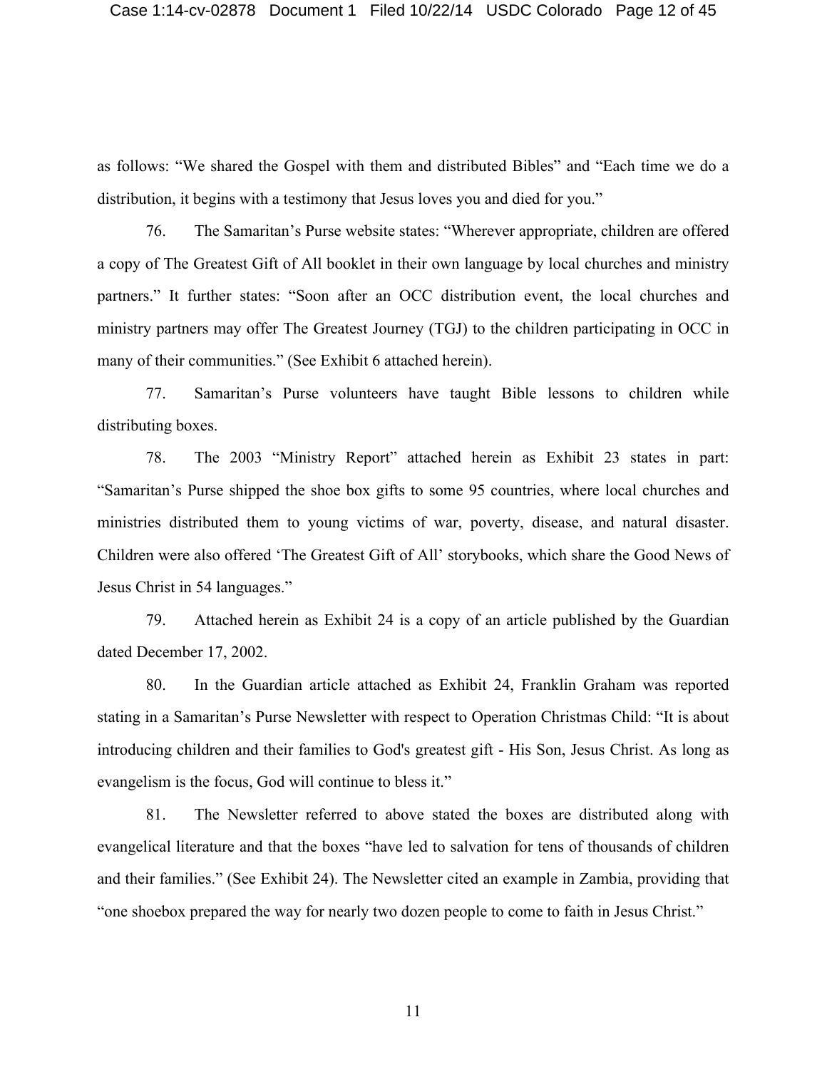as follows: "We shared the Gospel with them and distributed Bibles" and "Each time we do a distribution, it begins with a testimony that Jesus loves you and died for you."

76. The Samaritan's Purse website states: "Wherever appropriate, children are offered a copy of The Greatest Gift of All booklet in their own language by local churches and ministry partners." It further states: "Soon after an OCC distribution event, the local churches and ministry partners may offer The Greatest Journey (TGJ) to the children participating in OCC in many of their communities." (See Exhibit 6 attached herein).

77. Samaritan's Purse volunteers have taught Bible lessons to children while distributing boxes.

78. The 2003 "Ministry Report" attached herein as Exhibit 23 states in part: "Samaritan's Purse shipped the shoe box gifts to some 95 countries, where local churches and ministries distributed them to young victims of war, poverty, disease, and natural disaster. Children were also offered 'The Greatest Gift of All' storybooks, which share the Good News of Jesus Christ in 54 languages."

79. Attached herein as Exhibit 24 is a copy of an article published by the Guardian dated December 17, 2002.

80. In the Guardian article attached as Exhibit 24, Franklin Graham was reported stating in a Samaritan's Purse Newsletter with respect to Operation Christmas Child: "It is about introducing children and their families to God's greatest gift - His Son, Jesus Christ. As long as evangelism is the focus, God will continue to bless it."

81. The Newsletter referred to above stated the boxes are distributed along with evangelical literature and that the boxes "have led to salvation for tens of thousands of children and their families." (See Exhibit 24). The Newsletter cited an example in Zambia, providing that "one shoebox prepared the way for nearly two dozen people to come to faith in Jesus Christ."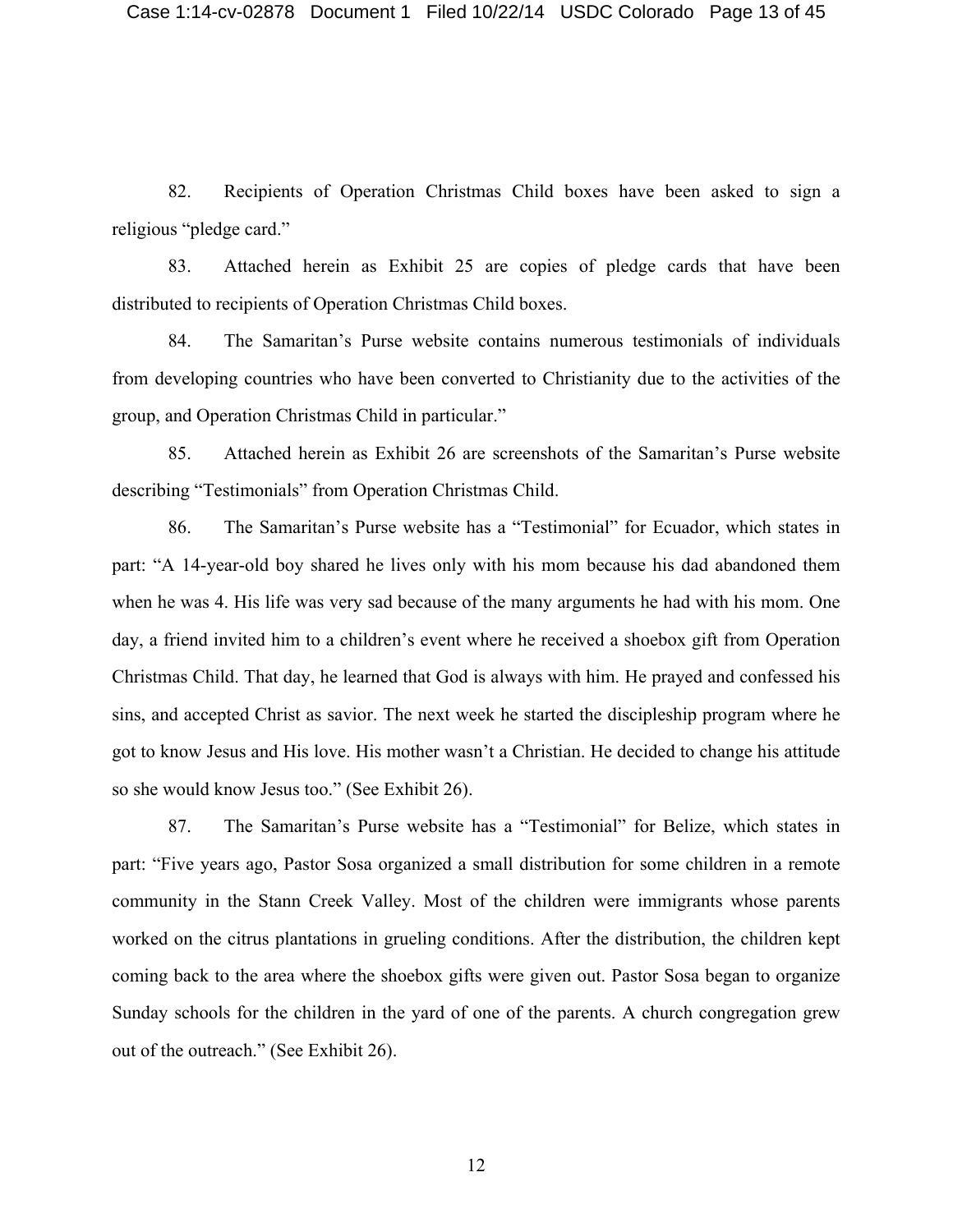82. Recipients of Operation Christmas Child boxes have been asked to sign a religious "pledge card."

83. Attached herein as Exhibit 25 are copies of pledge cards that have been distributed to recipients of Operation Christmas Child boxes.

84. The Samaritan's Purse website contains numerous testimonials of individuals from developing countries who have been converted to Christianity due to the activities of the group, and Operation Christmas Child in particular."

85. Attached herein as Exhibit 26 are screenshots of the Samaritan's Purse website describing "Testimonials" from Operation Christmas Child.

86. The Samaritan's Purse website has a "Testimonial" for Ecuador, which states in part: "A 14-year-old boy shared he lives only with his mom because his dad abandoned them when he was 4. His life was very sad because of the many arguments he had with his mom. One day, a friend invited him to a children's event where he received a shoebox gift from Operation Christmas Child. That day, he learned that God is always with him. He prayed and confessed his sins, and accepted Christ as savior. The next week he started the discipleship program where he got to know Jesus and His love. His mother wasn't a Christian. He decided to change his attitude so she would know Jesus too." (See Exhibit 26).

87. The Samaritan's Purse website has a "Testimonial" for Belize, which states in part: "Five years ago, Pastor Sosa organized a small distribution for some children in a remote community in the Stann Creek Valley. Most of the children were immigrants whose parents worked on the citrus plantations in grueling conditions. After the distribution, the children kept coming back to the area where the shoebox gifts were given out. Pastor Sosa began to organize Sunday schools for the children in the yard of one of the parents. A church congregation grew out of the outreach." (See Exhibit 26).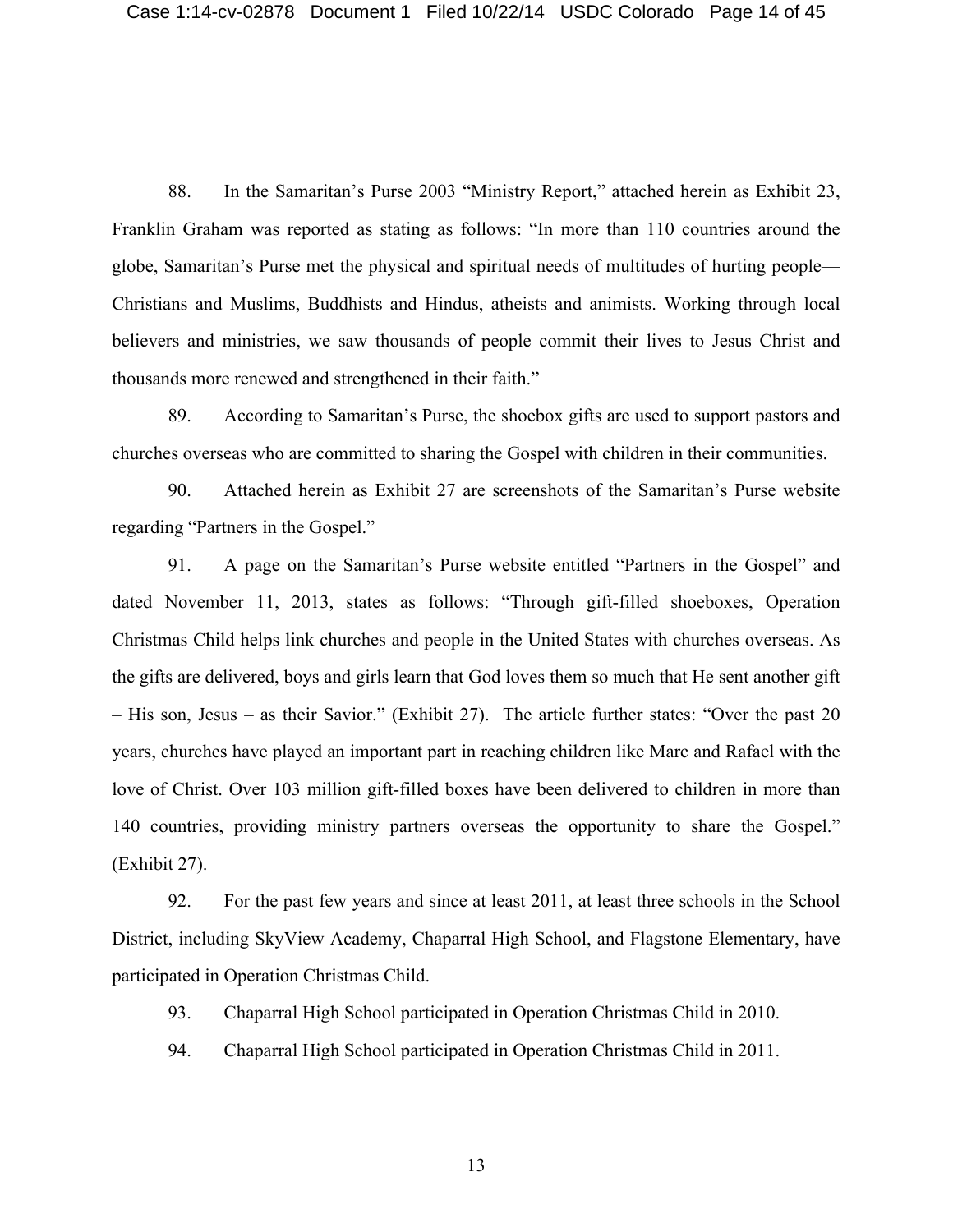88. In the Samaritan's Purse 2003 "Ministry Report," attached herein as Exhibit 23, Franklin Graham was reported as stating as follows: "In more than 110 countries around the globe, Samaritan's Purse met the physical and spiritual needs of multitudes of hurting people—Christians and Muslims, Buddhists and Hindus, atheists and animists. Working through local believers and ministries, we saw thousands of people commit their lives to Jesus Christ and thousands more renewed and strengthened in their faith."

89. According to Samaritan's Purse, the shoebox gifts are used to support pastors and churches overseas who are committed to sharing the Gospel with children in their communities.

90. Attached herein as Exhibit 27 are screenshots of the Samaritan's Purse website regarding "Partners in the Gospel."

91. A page on the Samaritan's Purse website entitled "Partners in the Gospel" and dated November 11, 2013, states as follows: "Through gift-filled shoeboxes, Operation Christmas Child helps link churches and people in the United States with churches overseas. As the gifts are delivered, boys and girls learn that God loves them so much that He sent another gift – His son, Jesus – as their Savior." (Exhibit 27). The article further states: "Over the past 20 years, churches have played an important part in reaching children like Marc and Rafael with the love of Christ. Over 103 million gift-filled boxes have been delivered to children in more than 140 countries, providing ministry partners overseas the opportunity to share the Gospel." (Exhibit 27).

92. For the past few years and since at least 2011, at least three schools in the School District, including SkyView Academy, Chaparral High School, and Flagstone Elementary, have participated in Operation Christmas Child.

93. Chaparral High School participated in Operation Christmas Child in 2010.

94. Chaparral High School participated in Operation Christmas Child in 2011.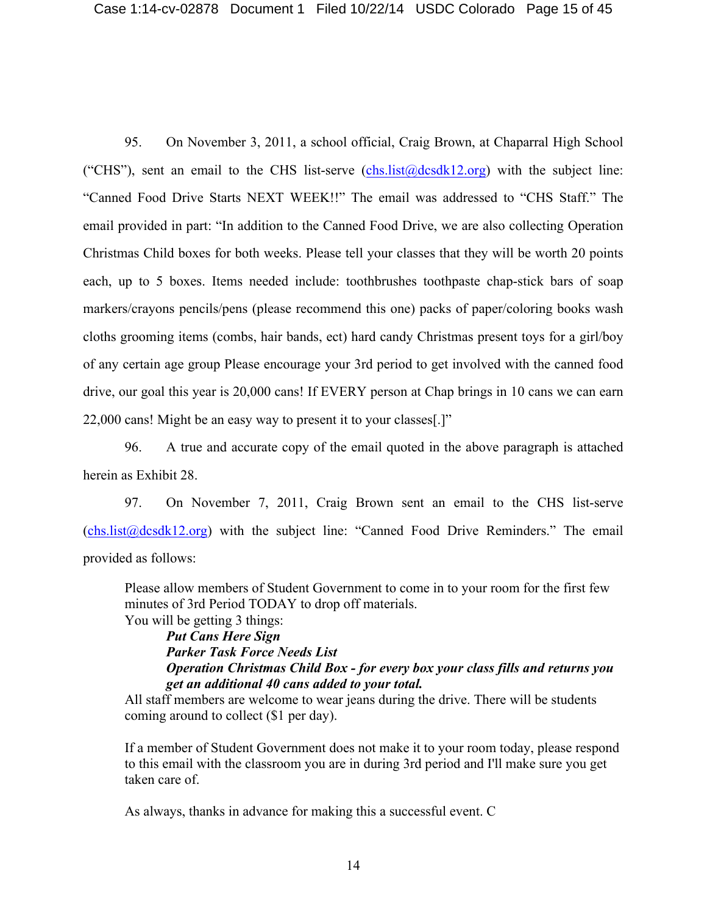95. On November 3, 2011, a school official, Craig Brown, at Chaparral High School ("CHS"), sent an email to the CHS list-serve (chs.list@dcsdk12.org) with the subject line: "Canned Food Drive Starts NEXT WEEK!!" The email was addressed to "CHS Staff." The email provided in part: "In addition to the Canned Food Drive, we are also collecting Operation Christmas Child boxes for both weeks. Please tell your classes that they will be worth 20 points each, up to 5 boxes. Items needed include: toothbrushes toothpaste chap-stick bars of soap markers/crayons pencils/pens (please recommend this one) packs of paper/coloring books wash cloths grooming items (combs, hair bands, ect) hard candy Christmas present toys for a girl/boy of any certain age group Please encourage your 3rd period to get involved with the canned food drive, our goal this year is 20,000 cans! If EVERY person at Chap brings in 10 cans we can earn 22,000 cans! Might be an easy way to present it to your classes[.]"

96. A true and accurate copy of the email quoted in the above paragraph is attached herein as Exhibit 28.

97. On November 7, 2011, Craig Brown sent an email to the CHS list-serve (chs.list@dcsdk12.org) with the subject line: "Canned Food Drive Reminders." The email provided as follows:

> Please allow members of Student Government to come in to your room for the first few minutes of 3rd Period TODAY to drop off materials.
> You will be getting 3 things:
>
> > ***Put Cans Here Sign***
> > ***Parker Task Force Needs List***
> > ***Operation Christmas Child Box - for every box your class fills and returns you get an additional 40 cans added to your total.***
>
> All staff members are welcome to wear jeans during the drive. There will be students coming around to collect ($1 per day).
>
> If a member of Student Government does not make it to your room today, please respond to this email with the classroom you are in during 3rd period and I'll make sure you get taken care of.
>
> As always, thanks in advance for making this a successful event. C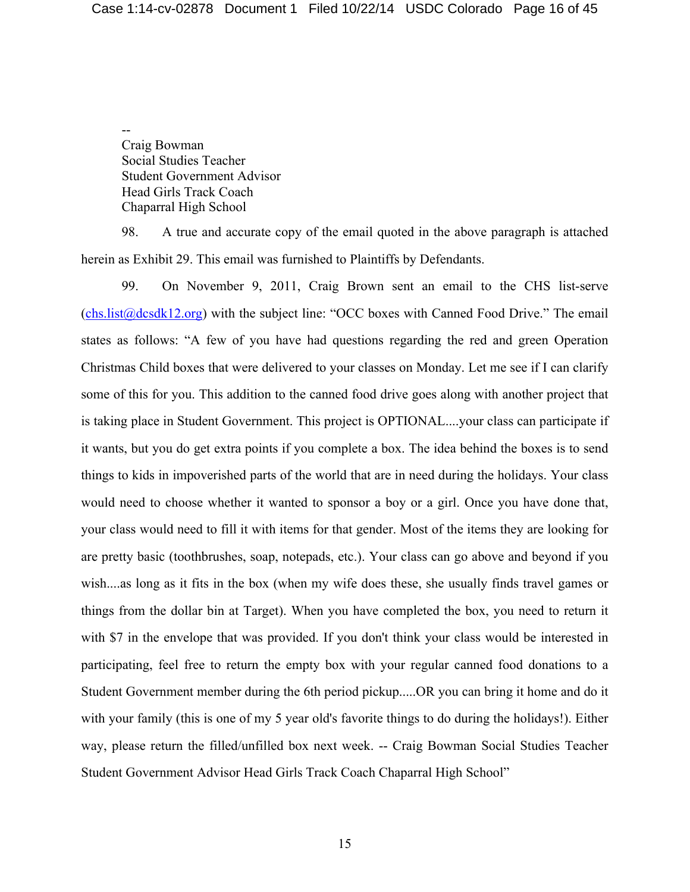--
Craig Bowman
Social Studies Teacher
Student Government Advisor
Head Girls Track Coach
Chaparral High School

98. A true and accurate copy of the email quoted in the above paragraph is attached herein as Exhibit 29. This email was furnished to Plaintiffs by Defendants.

99. On November 9, 2011, Craig Brown sent an email to the CHS list-serve (chs.list@dcsdk12.org) with the subject line: "OCC boxes with Canned Food Drive." The email states as follows: "A few of you have had questions regarding the red and green Operation Christmas Child boxes that were delivered to your classes on Monday. Let me see if I can clarify some of this for you. This addition to the canned food drive goes along with another project that is taking place in Student Government. This project is OPTIONAL....your class can participate if it wants, but you do get extra points if you complete a box. The idea behind the boxes is to send things to kids in impoverished parts of the world that are in need during the holidays. Your class would need to choose whether it wanted to sponsor a boy or a girl. Once you have done that, your class would need to fill it with items for that gender. Most of the items they are looking for are pretty basic (toothbrushes, soap, notepads, etc.). Your class can go above and beyond if you wish....as long as it fits in the box (when my wife does these, she usually finds travel games or things from the dollar bin at Target). When you have completed the box, you need to return it with $7 in the envelope that was provided. If you don't think your class would be interested in participating, feel free to return the empty box with your regular canned food donations to a Student Government member during the 6th period pickup.....OR you can bring it home and do it with your family (this is one of my 5 year old's favorite things to do during the holidays!). Either way, please return the filled/unfilled box next week. -- Craig Bowman Social Studies Teacher Student Government Advisor Head Girls Track Coach Chaparral High School"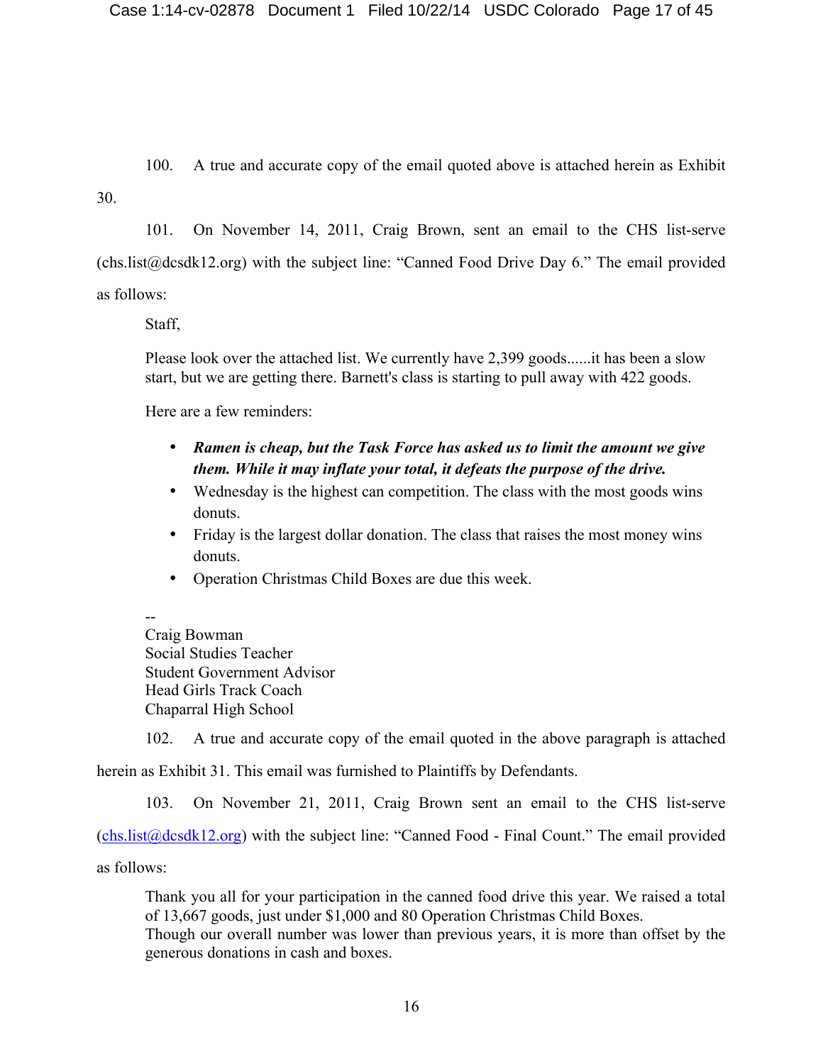100. A true and accurate copy of the email quoted above is attached herein as Exhibit 30.

101. On November 14, 2011, Craig Brown, sent an email to the CHS list-serve (chs.list@dcsdk12.org) with the subject line: "Canned Food Drive Day 6." The email provided as follows:

> Staff,
>
> Please look over the attached list. We currently have 2,399 goods......it has been a slow start, but we are getting there. Barnett's class is starting to pull away with 422 goods.
>
> Here are a few reminders:
>
> - ***Ramen is cheap, but the Task Force has asked us to limit the amount we give them. While it may inflate your total, it defeats the purpose of the drive.***
> - Wednesday is the highest can competition. The class with the most goods wins donuts.
> - Friday is the largest dollar donation. The class that raises the most money wins donuts.
> - Operation Christmas Child Boxes are due this week.
>
> --
> Craig Bowman
> Social Studies Teacher
> Student Government Advisor
> Head Girls Track Coach
> Chaparral High School

102. A true and accurate copy of the email quoted in the above paragraph is attached herein as Exhibit 31. This email was furnished to Plaintiffs by Defendants.

103. On November 21, 2011, Craig Brown sent an email to the CHS list-serve (chs.list@dcsdk12.org) with the subject line: "Canned Food - Final Count." The email provided as follows:

> Thank you all for your participation in the canned food drive this year. We raised a total of 13,667 goods, just under $1,000 and 80 Operation Christmas Child Boxes.
> Though our overall number was lower than previous years, it is more than offset by the generous donations in cash and boxes.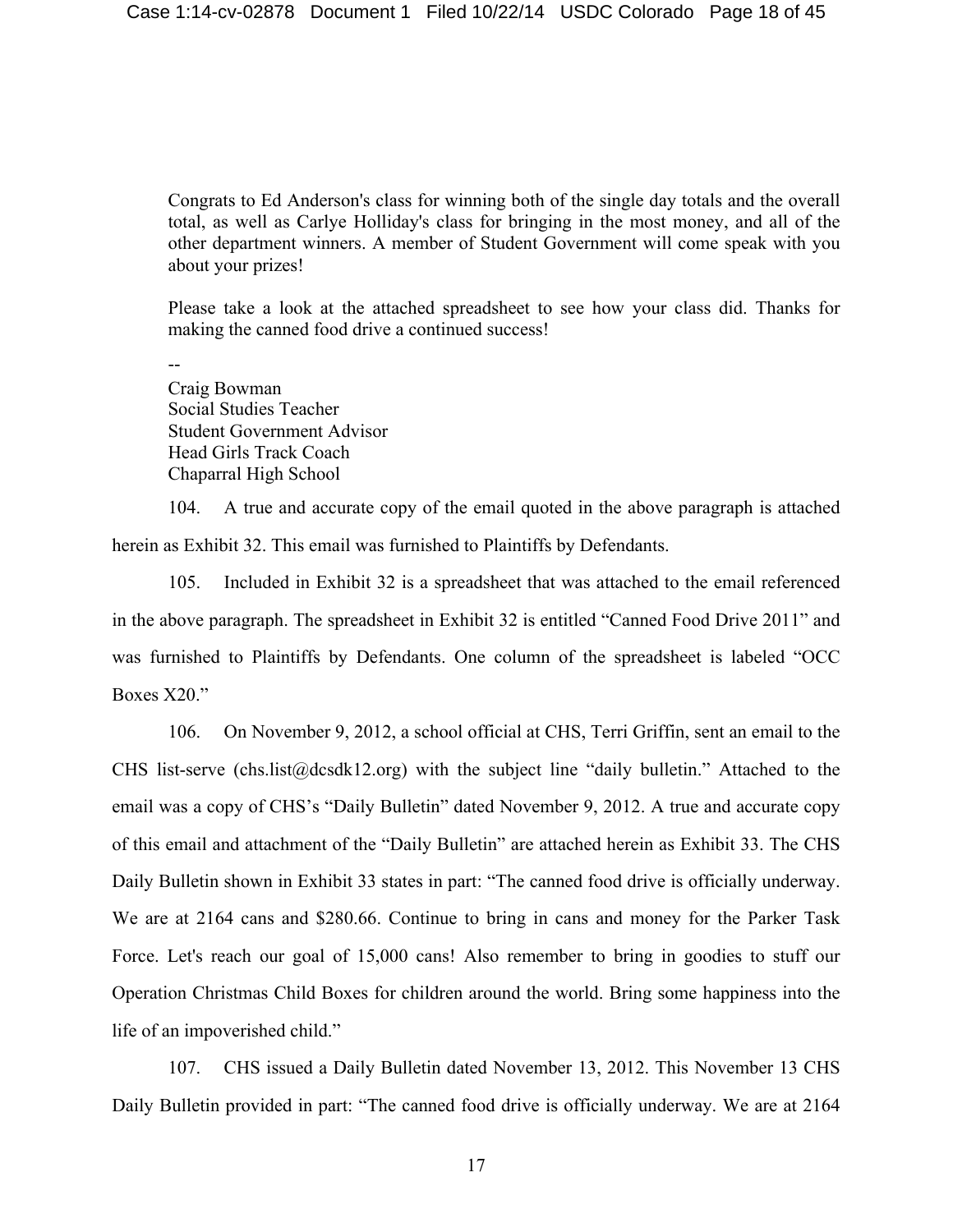> Congrats to Ed Anderson's class for winning both of the single day totals and the overall total, as well as Carlye Holliday's class for bringing in the most money, and all of the other department winners. A member of Student Government will come speak with you about your prizes!
>
> Please take a look at the attached spreadsheet to see how your class did. Thanks for making the canned food drive a continued success!
>
> --
> Craig Bowman
> Social Studies Teacher
> Student Government Advisor
> Head Girls Track Coach
> Chaparral High School

104. A true and accurate copy of the email quoted in the above paragraph is attached herein as Exhibit 32. This email was furnished to Plaintiffs by Defendants.

105. Included in Exhibit 32 is a spreadsheet that was attached to the email referenced in the above paragraph. The spreadsheet in Exhibit 32 is entitled "Canned Food Drive 2011" and was furnished to Plaintiffs by Defendants. One column of the spreadsheet is labeled "OCC Boxes X20."

106. On November 9, 2012, a school official at CHS, Terri Griffin, sent an email to the CHS list-serve (chs.list@dcsdk12.org) with the subject line "daily bulletin." Attached to the email was a copy of CHS's "Daily Bulletin" dated November 9, 2012. A true and accurate copy of this email and attachment of the "Daily Bulletin" are attached herein as Exhibit 33. The CHS Daily Bulletin shown in Exhibit 33 states in part: "The canned food drive is officially underway. We are at 2164 cans and $280.66. Continue to bring in cans and money for the Parker Task Force. Let's reach our goal of 15,000 cans! Also remember to bring in goodies to stuff our Operation Christmas Child Boxes for children around the world. Bring some happiness into the life of an impoverished child."

107. CHS issued a Daily Bulletin dated November 13, 2012. This November 13 CHS Daily Bulletin provided in part: "The canned food drive is officially underway. We are at 2164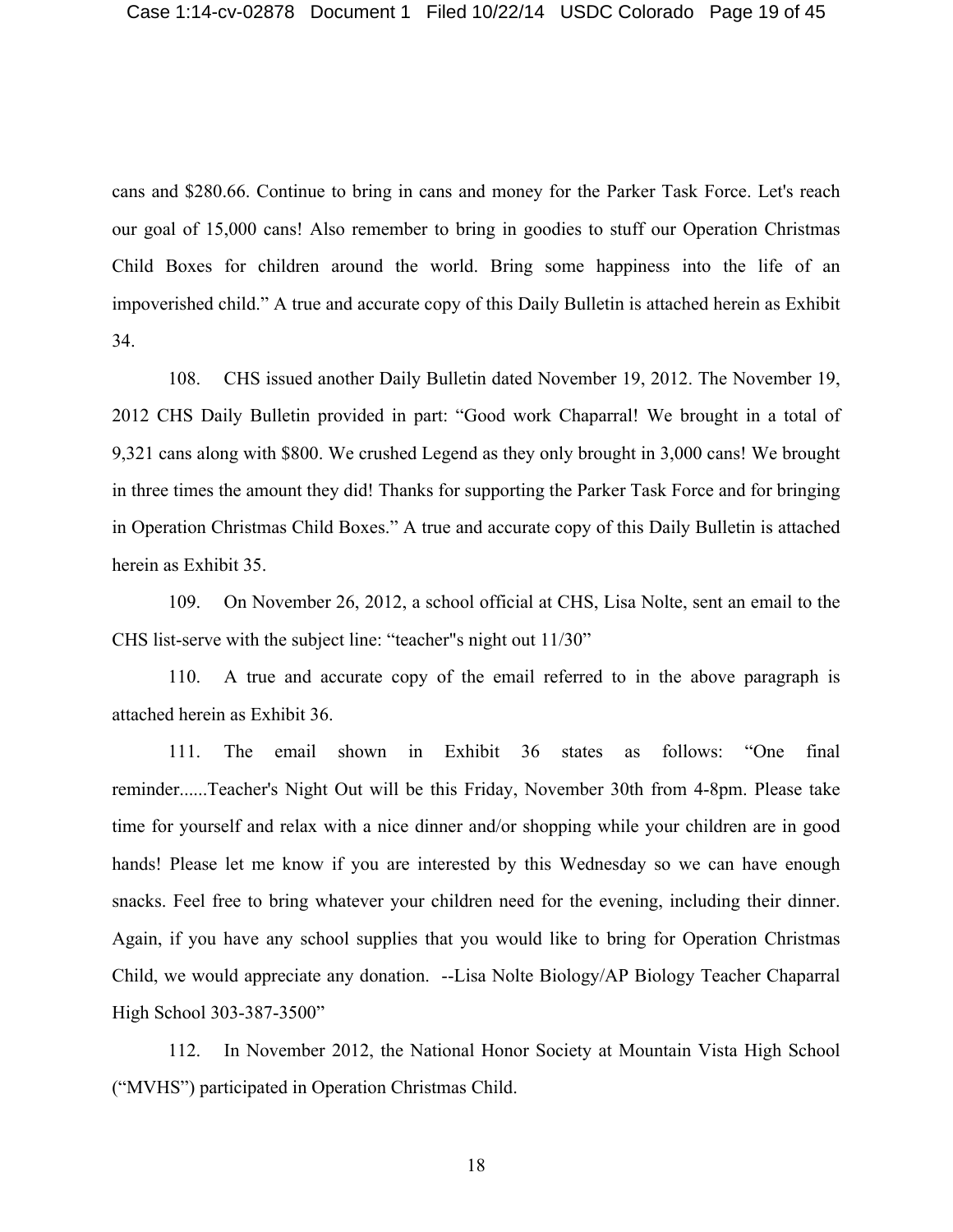cans and $280.66. Continue to bring in cans and money for the Parker Task Force. Let's reach our goal of 15,000 cans! Also remember to bring in goodies to stuff our Operation Christmas Child Boxes for children around the world. Bring some happiness into the life of an impoverished child." A true and accurate copy of this Daily Bulletin is attached herein as Exhibit 34.

108. CHS issued another Daily Bulletin dated November 19, 2012. The November 19, 2012 CHS Daily Bulletin provided in part: "Good work Chaparral! We brought in a total of 9,321 cans along with $800. We crushed Legend as they only brought in 3,000 cans! We brought in three times the amount they did! Thanks for supporting the Parker Task Force and for bringing in Operation Christmas Child Boxes." A true and accurate copy of this Daily Bulletin is attached herein as Exhibit 35.

109. On November 26, 2012, a school official at CHS, Lisa Nolte, sent an email to the CHS list-serve with the subject line: "teacher''s night out 11/30"

110. A true and accurate copy of the email referred to in the above paragraph is attached herein as Exhibit 36.

111. The email shown in Exhibit 36 states as follows: "One final reminder......Teacher's Night Out will be this Friday, November 30th from 4-8pm. Please take time for yourself and relax with a nice dinner and/or shopping while your children are in good hands! Please let me know if you are interested by this Wednesday so we can have enough snacks. Feel free to bring whatever your children need for the evening, including their dinner. Again, if you have any school supplies that you would like to bring for Operation Christmas Child, we would appreciate any donation. --Lisa Nolte Biology/AP Biology Teacher Chaparral High School 303-387-3500"

112. In November 2012, the National Honor Society at Mountain Vista High School ("MVHS") participated in Operation Christmas Child.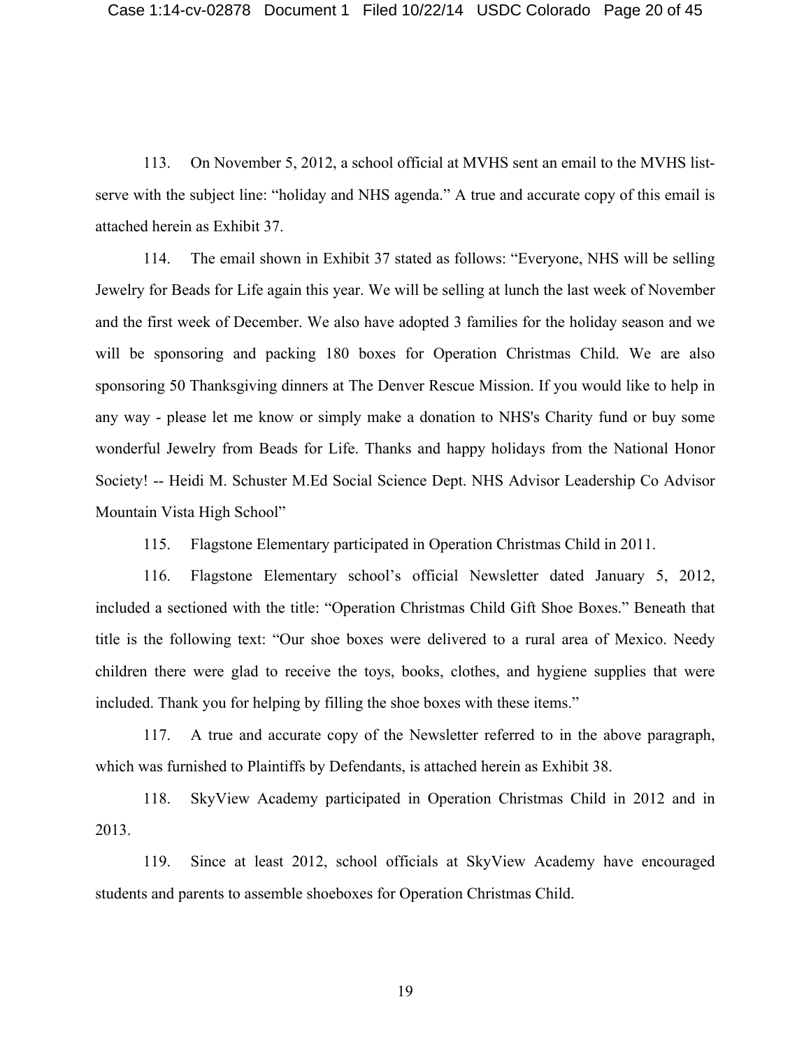113. On November 5, 2012, a school official at MVHS sent an email to the MVHS list-serve with the subject line: "holiday and NHS agenda." A true and accurate copy of this email is attached herein as Exhibit 37.

114. The email shown in Exhibit 37 stated as follows: "Everyone, NHS will be selling Jewelry for Beads for Life again this year. We will be selling at lunch the last week of November and the first week of December. We also have adopted 3 families for the holiday season and we will be sponsoring and packing 180 boxes for Operation Christmas Child. We are also sponsoring 50 Thanksgiving dinners at The Denver Rescue Mission. If you would like to help in any way - please let me know or simply make a donation to NHS's Charity fund or buy some wonderful Jewelry from Beads for Life. Thanks and happy holidays from the National Honor Society! -- Heidi M. Schuster M.Ed Social Science Dept. NHS Advisor Leadership Co Advisor Mountain Vista High School"

115. Flagstone Elementary participated in Operation Christmas Child in 2011.

116. Flagstone Elementary school's official Newsletter dated January 5, 2012, included a sectioned with the title: "Operation Christmas Child Gift Shoe Boxes." Beneath that title is the following text: "Our shoe boxes were delivered to a rural area of Mexico. Needy children there were glad to receive the toys, books, clothes, and hygiene supplies that were included. Thank you for helping by filling the shoe boxes with these items."

117. A true and accurate copy of the Newsletter referred to in the above paragraph, which was furnished to Plaintiffs by Defendants, is attached herein as Exhibit 38.

118. SkyView Academy participated in Operation Christmas Child in 2012 and in 2013.

119. Since at least 2012, school officials at SkyView Academy have encouraged students and parents to assemble shoeboxes for Operation Christmas Child.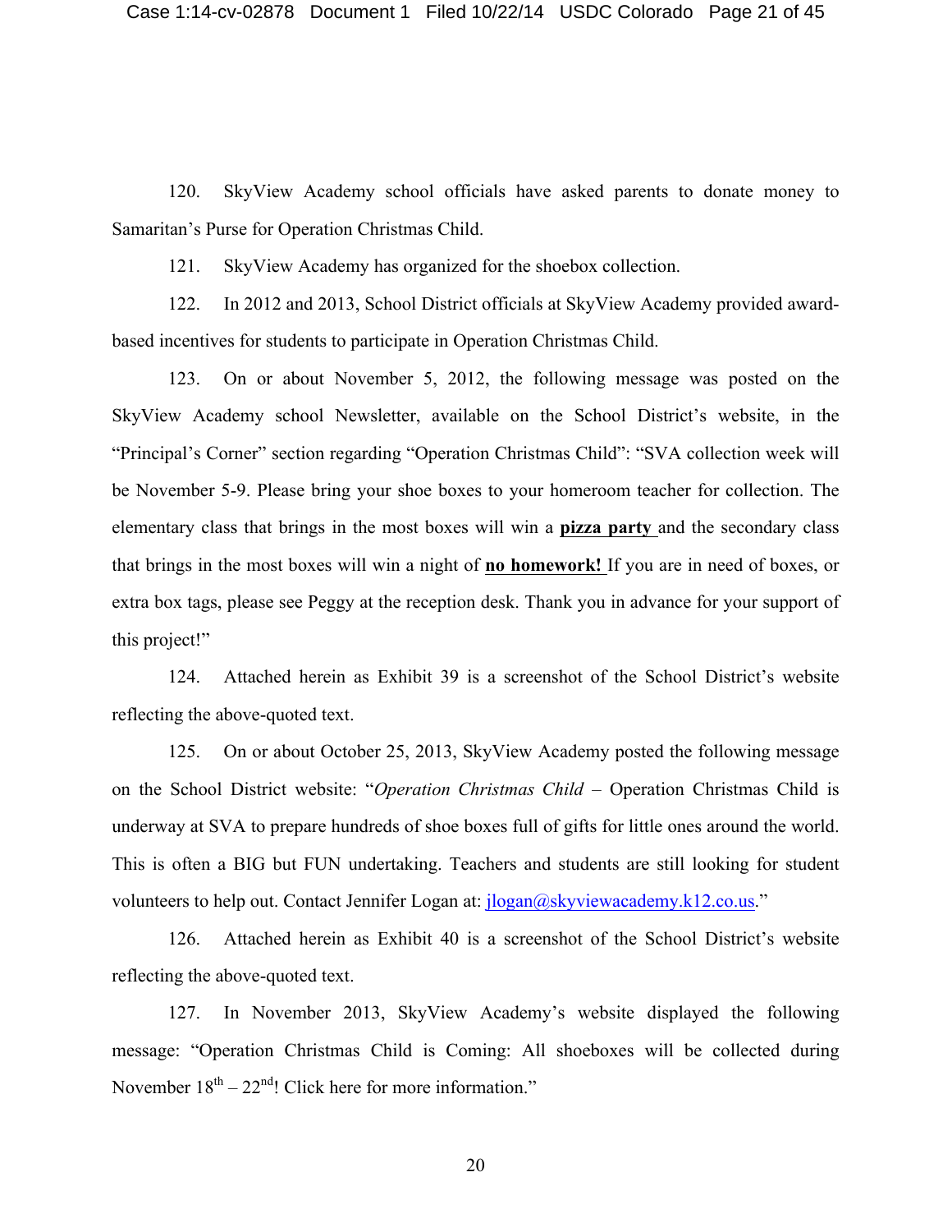120. SkyView Academy school officials have asked parents to donate money to Samaritan's Purse for Operation Christmas Child.

121. SkyView Academy has organized for the shoebox collection.

122. In 2012 and 2013, School District officials at SkyView Academy provided award-based incentives for students to participate in Operation Christmas Child.

123. On or about November 5, 2012, the following message was posted on the SkyView Academy school Newsletter, available on the School District's website, in the "Principal's Corner" section regarding "Operation Christmas Child": "SVA collection week will be November 5-9. Please bring your shoe boxes to your homeroom teacher for collection. The elementary class that brings in the most boxes will win a **pizza party** and the secondary class that brings in the most boxes will win a night of **no homework!** If you are in need of boxes, or extra box tags, please see Peggy at the reception desk. Thank you in advance for your support of this project!"

124. Attached herein as Exhibit 39 is a screenshot of the School District's website reflecting the above-quoted text.

125. On or about October 25, 2013, SkyView Academy posted the following message on the School District website: "*Operation Christmas Child* – Operation Christmas Child is underway at SVA to prepare hundreds of shoe boxes full of gifts for little ones around the world. This is often a BIG but FUN undertaking. Teachers and students are still looking for student volunteers to help out. Contact Jennifer Logan at: jlogan@skyviewacademy.k12.co.us."

126. Attached herein as Exhibit 40 is a screenshot of the School District's website reflecting the above-quoted text.

127. In November 2013, SkyView Academy's website displayed the following message: "Operation Christmas Child is Coming: All shoeboxes will be collected during November 18th – 22nd! Click here for more information."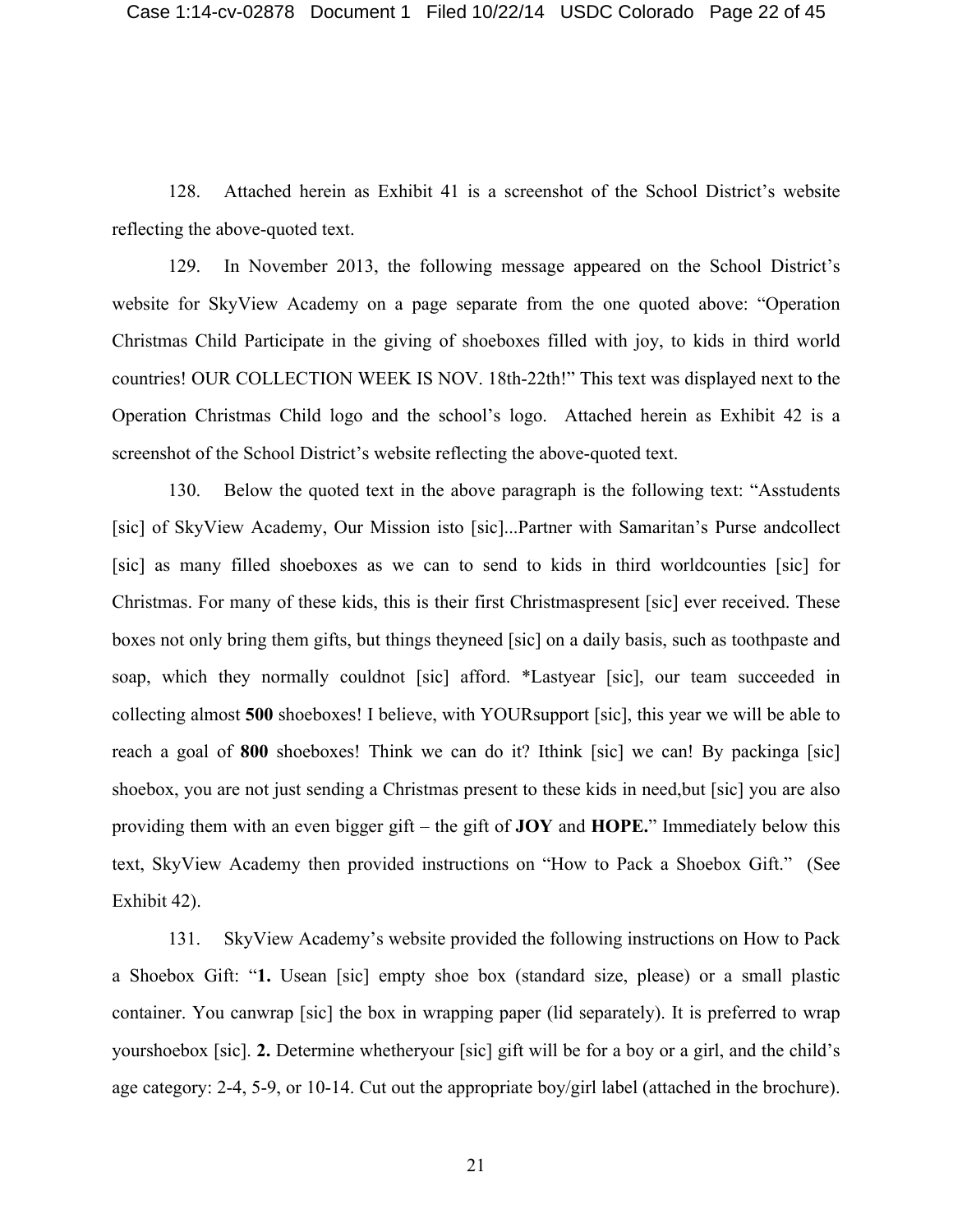128. Attached herein as Exhibit 41 is a screenshot of the School District's website reflecting the above-quoted text.

129. In November 2013, the following message appeared on the School District's website for SkyView Academy on a page separate from the one quoted above: "Operation Christmas Child Participate in the giving of shoeboxes filled with joy, to kids in third world countries! OUR COLLECTION WEEK IS NOV. 18th-22th!" This text was displayed next to the Operation Christmas Child logo and the school's logo. Attached herein as Exhibit 42 is a screenshot of the School District's website reflecting the above-quoted text.

130. Below the quoted text in the above paragraph is the following text: "Asstudents [sic] of SkyView Academy, Our Mission isto [sic]...Partner with Samaritan's Purse andcollect [sic] as many filled shoeboxes as we can to send to kids in third worldcounties [sic] for Christmas. For many of these kids, this is their first Christmaspresent [sic] ever received. These boxes not only bring them gifts, but things theyneed [sic] on a daily basis, such as toothpaste and soap, which they normally couldnot [sic] afford. *Lastyear [sic], our team succeeded in collecting almost **500** shoeboxes! I believe, with YOURsupport [sic], this year we will be able to reach a goal of **800** shoeboxes! Think we can do it? Ithink [sic] we can! By packinga [sic] shoebox, you are not just sending a Christmas present to these kids in need,but [sic] you are also providing them with an even bigger gift – the gift of **JOY** and **HOPE.**" Immediately below this text, SkyView Academy then provided instructions on "How to Pack a Shoebox Gift." (See Exhibit 42).

131. SkyView Academy's website provided the following instructions on How to Pack a Shoebox Gift: "**1.** Usean [sic] empty shoe box (standard size, please) or a small plastic container. You canwrap [sic] the box in wrapping paper (lid separately). It is preferred to wrap yourshoebox [sic]. **2.** Determine whetheryour [sic] gift will be for a boy or a girl, and the child's age category: 2-4, 5-9, or 10-14. Cut out the appropriate boy/girl label (attached in the brochure).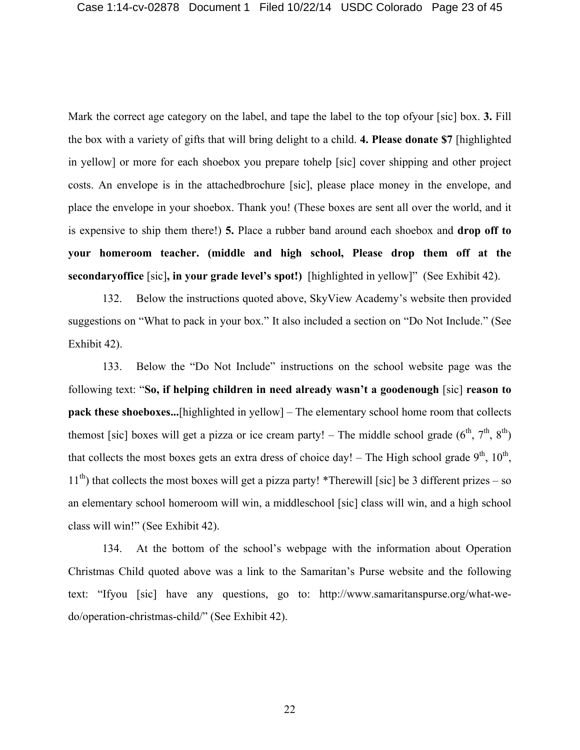Mark the correct age category on the label, and tape the label to the top ofyour [sic] box. **3.** Fill the box with a variety of gifts that will bring delight to a child. **4. Please donate $7** [highlighted in yellow] or more for each shoebox you prepare tohelp [sic] cover shipping and other project costs. An envelope is in the attachedbrochure [sic], please place money in the envelope, and place the envelope in your shoebox. Thank you! (These boxes are sent all over the world, and it is expensive to ship them there!) **5.** Place a rubber band around each shoebox and **drop off to your homeroom teacher. (middle and high school, Please drop them off at the secondaryoffice** [sic]**, in your grade level's spot!)** [highlighted in yellow]" (See Exhibit 42).

132. Below the instructions quoted above, SkyView Academy's website then provided suggestions on "What to pack in your box." It also included a section on "Do Not Include." (See Exhibit 42).

133. Below the "Do Not Include" instructions on the school website page was the following text: "**So, if helping children in need already wasn't a goodenough** [sic] **reason to pack these shoeboxes...**[highlighted in yellow] – The elementary school home room that collects themost [sic] boxes will get a pizza or ice cream party! – The middle school grade (6th, 7th, 8th) that collects the most boxes gets an extra dress of choice day! – The High school grade 9th, 10th, 11th) that collects the most boxes will get a pizza party! *Therewill [sic] be 3 different prizes – so an elementary school homeroom will win, a middleschool [sic] class will win, and a high school class will win!" (See Exhibit 42).

134. At the bottom of the school's webpage with the information about Operation Christmas Child quoted above was a link to the Samaritan's Purse website and the following text: "Ifyou [sic] have any questions, go to: http://www.samaritanspurse.org/what-we-do/operation-christmas-child/" (See Exhibit 42).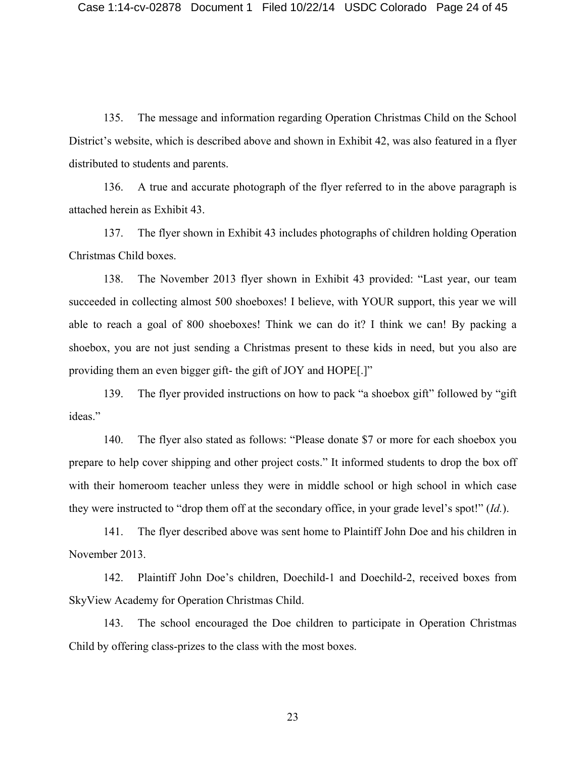135. The message and information regarding Operation Christmas Child on the School District's website, which is described above and shown in Exhibit 42, was also featured in a flyer distributed to students and parents.

136. A true and accurate photograph of the flyer referred to in the above paragraph is attached herein as Exhibit 43.

137. The flyer shown in Exhibit 43 includes photographs of children holding Operation Christmas Child boxes.

138. The November 2013 flyer shown in Exhibit 43 provided: "Last year, our team succeeded in collecting almost 500 shoeboxes! I believe, with YOUR support, this year we will able to reach a goal of 800 shoeboxes! Think we can do it? I think we can! By packing a shoebox, you are not just sending a Christmas present to these kids in need, but you also are providing them an even bigger gift- the gift of JOY and HOPE[.]"

139. The flyer provided instructions on how to pack "a shoebox gift" followed by "gift ideas."

140. The flyer also stated as follows: "Please donate $7 or more for each shoebox you prepare to help cover shipping and other project costs." It informed students to drop the box off with their homeroom teacher unless they were in middle school or high school in which case they were instructed to "drop them off at the secondary office, in your grade level's spot!" (*Id.*).

141. The flyer described above was sent home to Plaintiff John Doe and his children in November 2013.

142. Plaintiff John Doe's children, Doechild-1 and Doechild-2, received boxes from SkyView Academy for Operation Christmas Child.

143. The school encouraged the Doe children to participate in Operation Christmas Child by offering class-prizes to the class with the most boxes.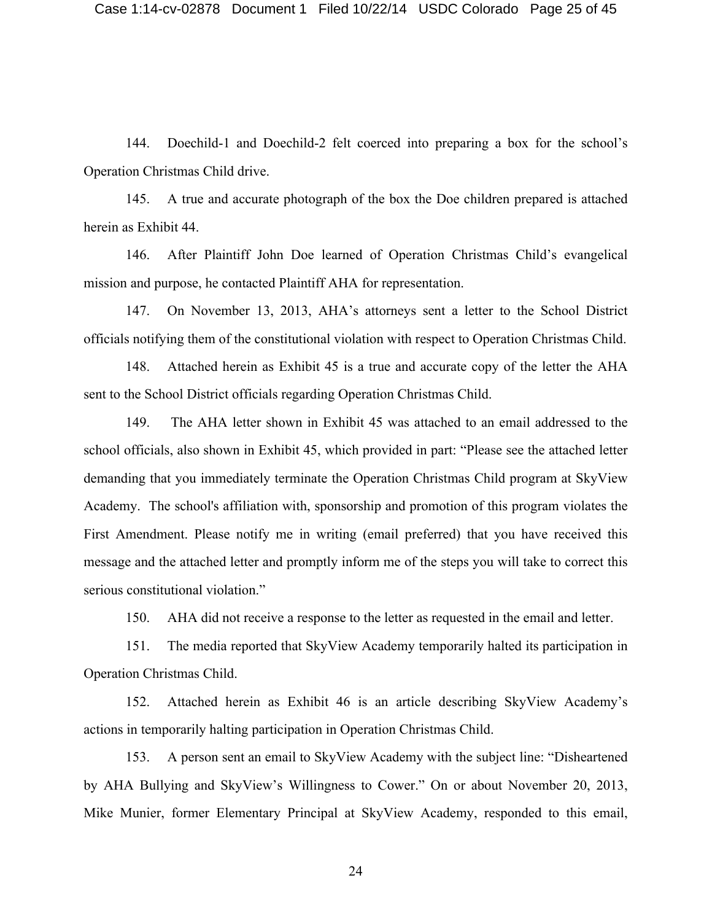144. Doechild-1 and Doechild-2 felt coerced into preparing a box for the school's Operation Christmas Child drive.

145. A true and accurate photograph of the box the Doe children prepared is attached herein as Exhibit 44.

146. After Plaintiff John Doe learned of Operation Christmas Child's evangelical mission and purpose, he contacted Plaintiff AHA for representation.

147. On November 13, 2013, AHA's attorneys sent a letter to the School District officials notifying them of the constitutional violation with respect to Operation Christmas Child.

148. Attached herein as Exhibit 45 is a true and accurate copy of the letter the AHA sent to the School District officials regarding Operation Christmas Child.

149. The AHA letter shown in Exhibit 45 was attached to an email addressed to the school officials, also shown in Exhibit 45, which provided in part: "Please see the attached letter demanding that you immediately terminate the Operation Christmas Child program at SkyView Academy. The school's affiliation with, sponsorship and promotion of this program violates the First Amendment. Please notify me in writing (email preferred) that you have received this message and the attached letter and promptly inform me of the steps you will take to correct this serious constitutional violation."

150. AHA did not receive a response to the letter as requested in the email and letter.

151. The media reported that SkyView Academy temporarily halted its participation in Operation Christmas Child.

152. Attached herein as Exhibit 46 is an article describing SkyView Academy's actions in temporarily halting participation in Operation Christmas Child.

153. A person sent an email to SkyView Academy with the subject line: "Disheartened by AHA Bullying and SkyView's Willingness to Cower." On or about November 20, 2013, Mike Munier, former Elementary Principal at SkyView Academy, responded to this email,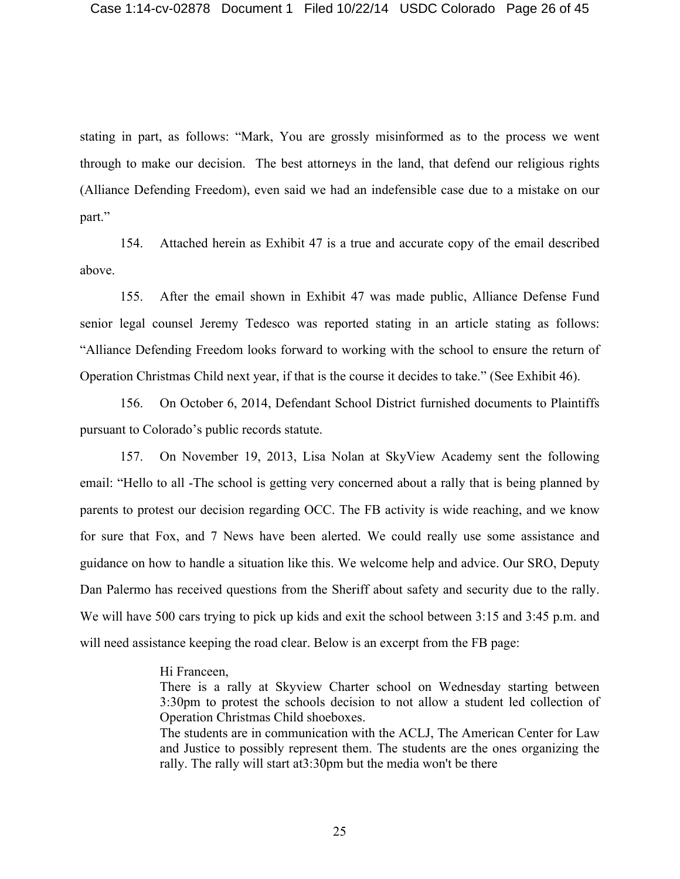stating in part, as follows: "Mark, You are grossly misinformed as to the process we went through to make our decision. The best attorneys in the land, that defend our religious rights (Alliance Defending Freedom), even said we had an indefensible case due to a mistake on our part."

154. Attached herein as Exhibit 47 is a true and accurate copy of the email described above.

155. After the email shown in Exhibit 47 was made public, Alliance Defense Fund senior legal counsel Jeremy Tedesco was reported stating in an article stating as follows: "Alliance Defending Freedom looks forward to working with the school to ensure the return of Operation Christmas Child next year, if that is the course it decides to take." (See Exhibit 46).

156. On October 6, 2014, Defendant School District furnished documents to Plaintiffs pursuant to Colorado's public records statute.

157. On November 19, 2013, Lisa Nolan at SkyView Academy sent the following email: "Hello to all -The school is getting very concerned about a rally that is being planned by parents to protest our decision regarding OCC. The FB activity is wide reaching, and we know for sure that Fox, and 7 News have been alerted. We could really use some assistance and guidance on how to handle a situation like this. We welcome help and advice. Our SRO, Deputy Dan Palermo has received questions from the Sheriff about safety and security due to the rally. We will have 500 cars trying to pick up kids and exit the school between 3:15 and 3:45 p.m. and will need assistance keeping the road clear. Below is an excerpt from the FB page:

> Hi Franceen,
> There is a rally at Skyview Charter school on Wednesday starting between 3:30pm to protest the schools decision to not allow a student led collection of Operation Christmas Child shoeboxes.
> The students are in communication with the ACLJ, The American Center for Law and Justice to possibly represent them. The students are the ones organizing the rally. The rally will start at3:30pm but the media won't be there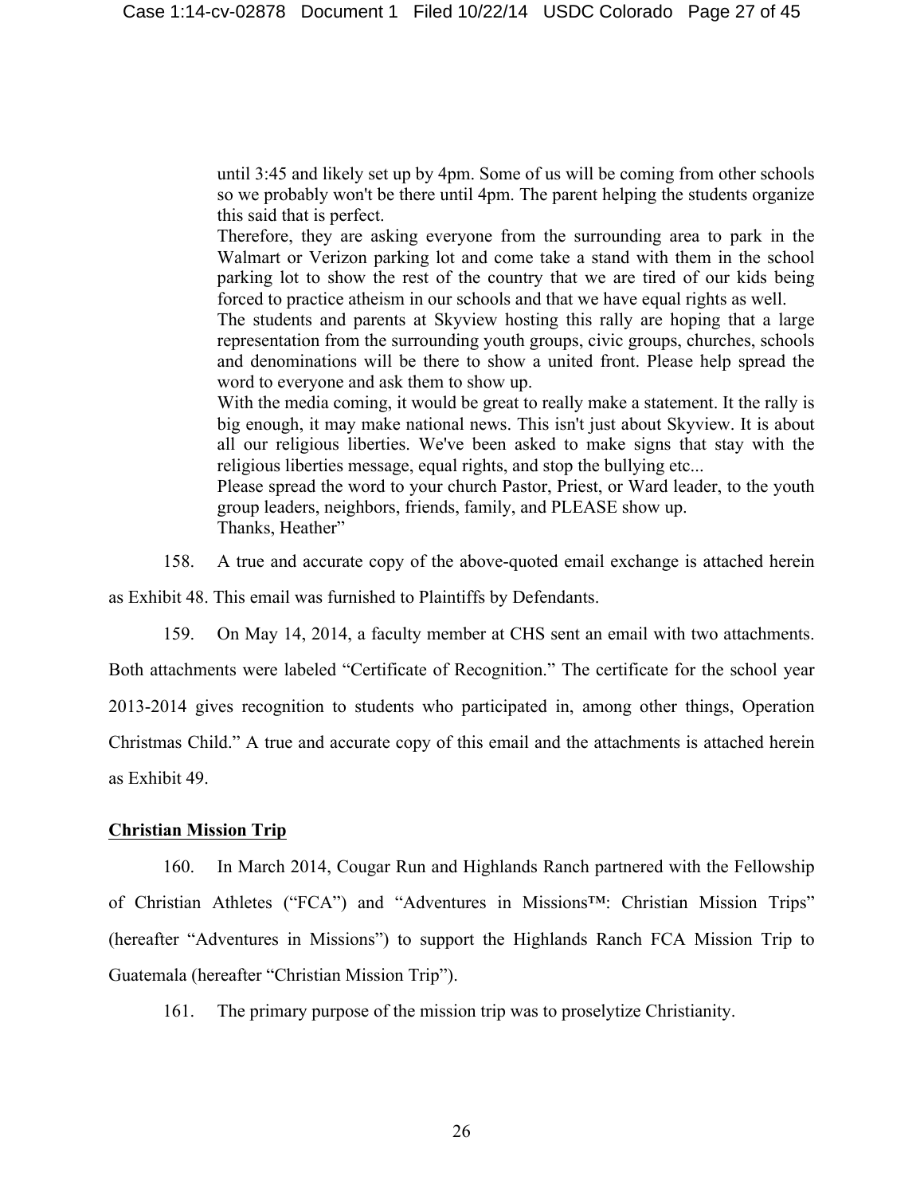> until 3:45 and likely set up by 4pm. Some of us will be coming from other schools so we probably won't be there until 4pm. The parent helping the students organize this said that is perfect.
>
> Therefore, they are asking everyone from the surrounding area to park in the Walmart or Verizon parking lot and come take a stand with them in the school parking lot to show the rest of the country that we are tired of our kids being forced to practice atheism in our schools and that we have equal rights as well.
>
> The students and parents at Skyview hosting this rally are hoping that a large representation from the surrounding youth groups, civic groups, churches, schools and denominations will be there to show a united front. Please help spread the word to everyone and ask them to show up.
>
> With the media coming, it would be great to really make a statement. It the rally is big enough, it may make national news. This isn't just about Skyview. It is about all our religious liberties. We've been asked to make signs that stay with the religious liberties message, equal rights, and stop the bullying etc...
>
> Please spread the word to your church Pastor, Priest, or Ward leader, to the youth group leaders, neighbors, friends, family, and PLEASE show up.
>
> Thanks, Heather"

158. A true and accurate copy of the above-quoted email exchange is attached herein as Exhibit 48. This email was furnished to Plaintiffs by Defendants.

159. On May 14, 2014, a faculty member at CHS sent an email with two attachments. Both attachments were labeled "Certificate of Recognition." The certificate for the school year 2013-2014 gives recognition to students who participated in, among other things, Operation Christmas Child." A true and accurate copy of this email and the attachments is attached herein as Exhibit 49.

**Christian Mission Trip**

160. In March 2014, Cougar Run and Highlands Ranch partnered with the Fellowship of Christian Athletes ("FCA") and "Adventures in Missions™: Christian Mission Trips" (hereafter "Adventures in Missions") to support the Highlands Ranch FCA Mission Trip to Guatemala (hereafter "Christian Mission Trip").

161. The primary purpose of the mission trip was to proselytize Christianity.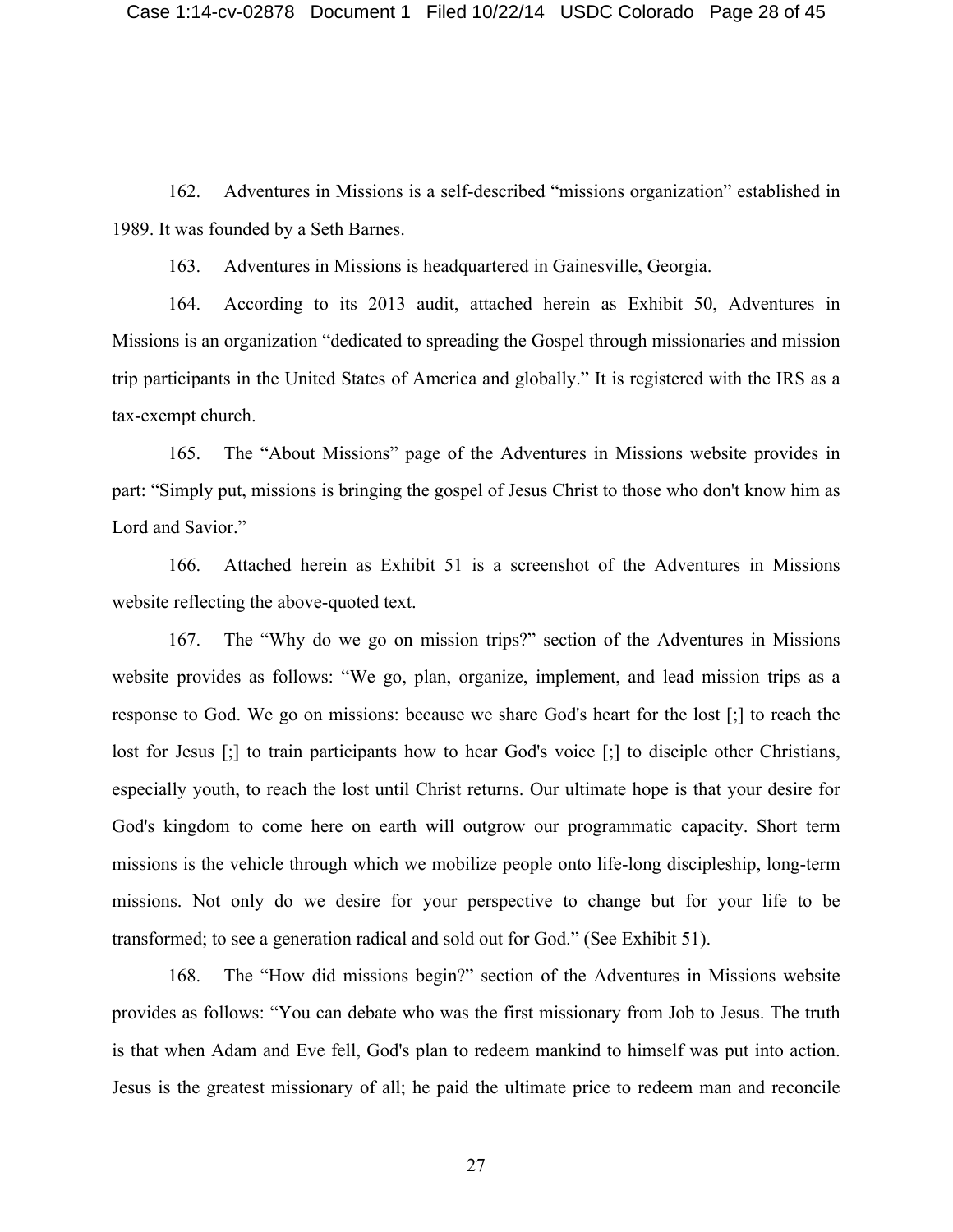162. Adventures in Missions is a self-described "missions organization" established in 1989. It was founded by a Seth Barnes.

163. Adventures in Missions is headquartered in Gainesville, Georgia.

164. According to its 2013 audit, attached herein as Exhibit 50, Adventures in Missions is an organization "dedicated to spreading the Gospel through missionaries and mission trip participants in the United States of America and globally." It is registered with the IRS as a tax-exempt church.

165. The "About Missions" page of the Adventures in Missions website provides in part: "Simply put, missions is bringing the gospel of Jesus Christ to those who don't know him as Lord and Savior."

166. Attached herein as Exhibit 51 is a screenshot of the Adventures in Missions website reflecting the above-quoted text.

167. The "Why do we go on mission trips?" section of the Adventures in Missions website provides as follows: "We go, plan, organize, implement, and lead mission trips as a response to God. We go on missions: because we share God's heart for the lost [;] to reach the lost for Jesus [;] to train participants how to hear God's voice [;] to disciple other Christians, especially youth, to reach the lost until Christ returns. Our ultimate hope is that your desire for God's kingdom to come here on earth will outgrow our programmatic capacity. Short term missions is the vehicle through which we mobilize people onto life-long discipleship, long-term missions. Not only do we desire for your perspective to change but for your life to be transformed; to see a generation radical and sold out for God." (See Exhibit 51).

168. The "How did missions begin?" section of the Adventures in Missions website provides as follows: "You can debate who was the first missionary from Job to Jesus. The truth is that when Adam and Eve fell, God's plan to redeem mankind to himself was put into action. Jesus is the greatest missionary of all; he paid the ultimate price to redeem man and reconcile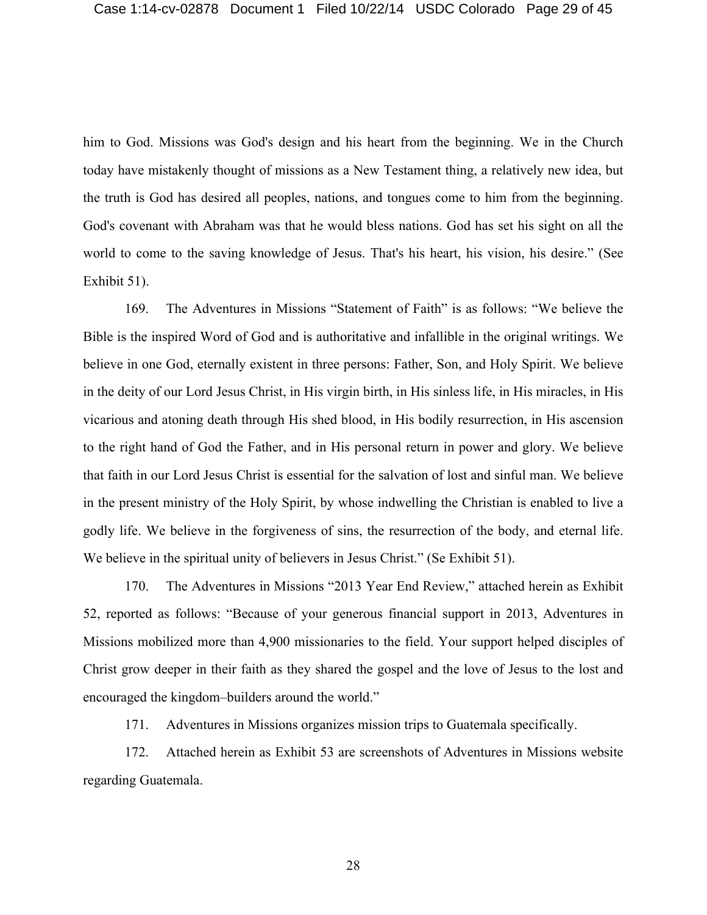him to God. Missions was God's design and his heart from the beginning. We in the Church today have mistakenly thought of missions as a New Testament thing, a relatively new idea, but the truth is God has desired all peoples, nations, and tongues come to him from the beginning. God's covenant with Abraham was that he would bless nations. God has set his sight on all the world to come to the saving knowledge of Jesus. That's his heart, his vision, his desire." (See Exhibit 51).

169. The Adventures in Missions "Statement of Faith" is as follows: "We believe the Bible is the inspired Word of God and is authoritative and infallible in the original writings. We believe in one God, eternally existent in three persons: Father, Son, and Holy Spirit. We believe in the deity of our Lord Jesus Christ, in His virgin birth, in His sinless life, in His miracles, in His vicarious and atoning death through His shed blood, in His bodily resurrection, in His ascension to the right hand of God the Father, and in His personal return in power and glory. We believe that faith in our Lord Jesus Christ is essential for the salvation of lost and sinful man. We believe in the present ministry of the Holy Spirit, by whose indwelling the Christian is enabled to live a godly life. We believe in the forgiveness of sins, the resurrection of the body, and eternal life. We believe in the spiritual unity of believers in Jesus Christ." (Se Exhibit 51).

170. The Adventures in Missions "2013 Year End Review," attached herein as Exhibit 52, reported as follows: "Because of your generous financial support in 2013, Adventures in Missions mobilized more than 4,900 missionaries to the field. Your support helped disciples of Christ grow deeper in their faith as they shared the gospel and the love of Jesus to the lost and encouraged the kingdom–builders around the world."

171. Adventures in Missions organizes mission trips to Guatemala specifically.

172. Attached herein as Exhibit 53 are screenshots of Adventures in Missions website regarding Guatemala.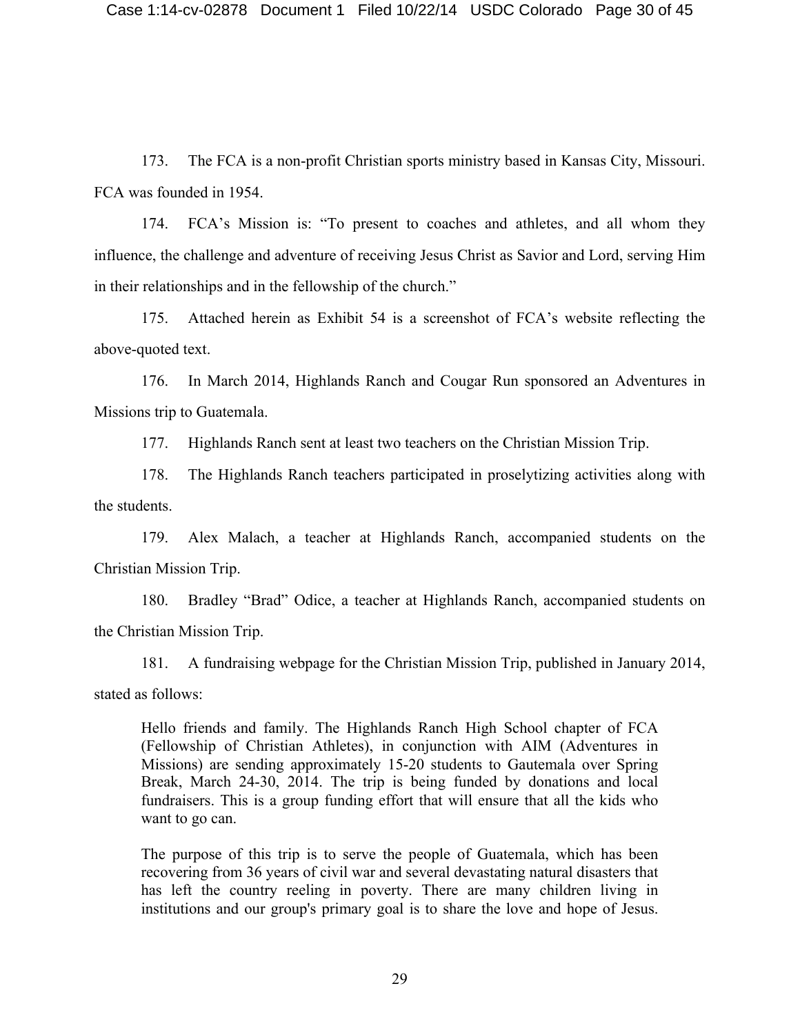173. The FCA is a non-profit Christian sports ministry based in Kansas City, Missouri. FCA was founded in 1954.

174. FCA's Mission is: "To present to coaches and athletes, and all whom they influence, the challenge and adventure of receiving Jesus Christ as Savior and Lord, serving Him in their relationships and in the fellowship of the church."

175. Attached herein as Exhibit 54 is a screenshot of FCA's website reflecting the above-quoted text.

176. In March 2014, Highlands Ranch and Cougar Run sponsored an Adventures in Missions trip to Guatemala.

177. Highlands Ranch sent at least two teachers on the Christian Mission Trip.

178. The Highlands Ranch teachers participated in proselytizing activities along with the students.

179. Alex Malach, a teacher at Highlands Ranch, accompanied students on the Christian Mission Trip.

180. Bradley "Brad" Odice, a teacher at Highlands Ranch, accompanied students on the Christian Mission Trip.

181. A fundraising webpage for the Christian Mission Trip, published in January 2014, stated as follows:

> Hello friends and family. The Highlands Ranch High School chapter of FCA (Fellowship of Christian Athletes), in conjunction with AIM (Adventures in Missions) are sending approximately 15-20 students to Gautemala over Spring Break, March 24-30, 2014. The trip is being funded by donations and local fundraisers. This is a group funding effort that will ensure that all the kids who want to go can.
>
> The purpose of this trip is to serve the people of Guatemala, which has been recovering from 36 years of civil war and several devastating natural disasters that has left the country reeling in poverty. There are many children living in institutions and our group's primary goal is to share the love and hope of Jesus.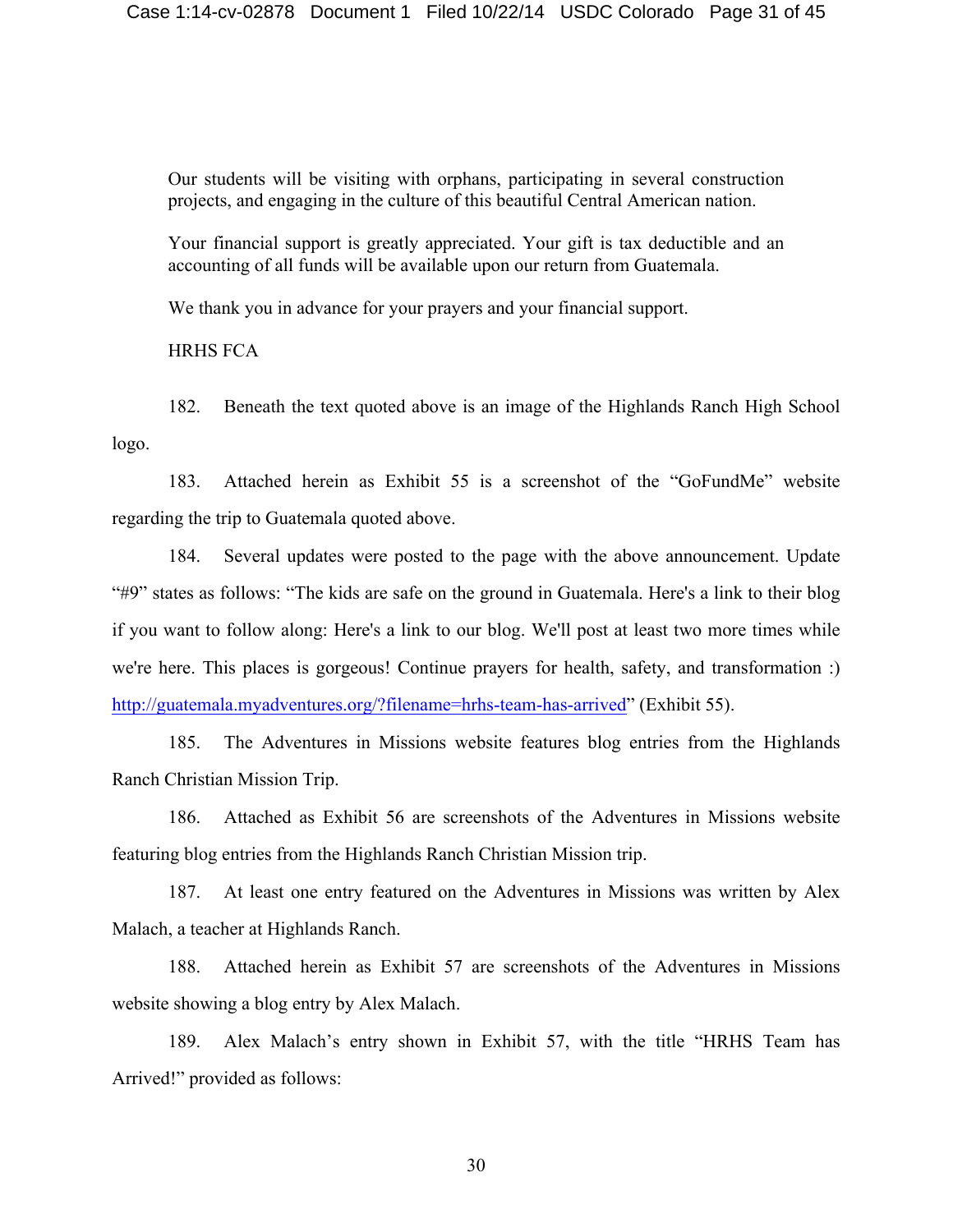> Our students will be visiting with orphans, participating in several construction projects, and engaging in the culture of this beautiful Central American nation.
>
> Your financial support is greatly appreciated. Your gift is tax deductible and an accounting of all funds will be available upon our return from Guatemala.
>
> We thank you in advance for your prayers and your financial support.
>
> HRHS FCA

182. Beneath the text quoted above is an image of the Highlands Ranch High School logo.

183. Attached herein as Exhibit 55 is a screenshot of the "GoFundMe" website regarding the trip to Guatemala quoted above.

184. Several updates were posted to the page with the above announcement. Update "#9" states as follows: "The kids are safe on the ground in Guatemala. Here's a link to their blog if you want to follow along: Here's a link to our blog. We'll post at least two more times while we're here. This places is gorgeous! Continue prayers for health, safety, and transformation :) http://guatemala.myadventures.org/?filename=hrhs-team-has-arrived" (Exhibit 55).

185. The Adventures in Missions website features blog entries from the Highlands Ranch Christian Mission Trip.

186. Attached as Exhibit 56 are screenshots of the Adventures in Missions website featuring blog entries from the Highlands Ranch Christian Mission trip.

187. At least one entry featured on the Adventures in Missions was written by Alex Malach, a teacher at Highlands Ranch.

188. Attached herein as Exhibit 57 are screenshots of the Adventures in Missions website showing a blog entry by Alex Malach.

189. Alex Malach's entry shown in Exhibit 57, with the title "HRHS Team has Arrived!" provided as follows: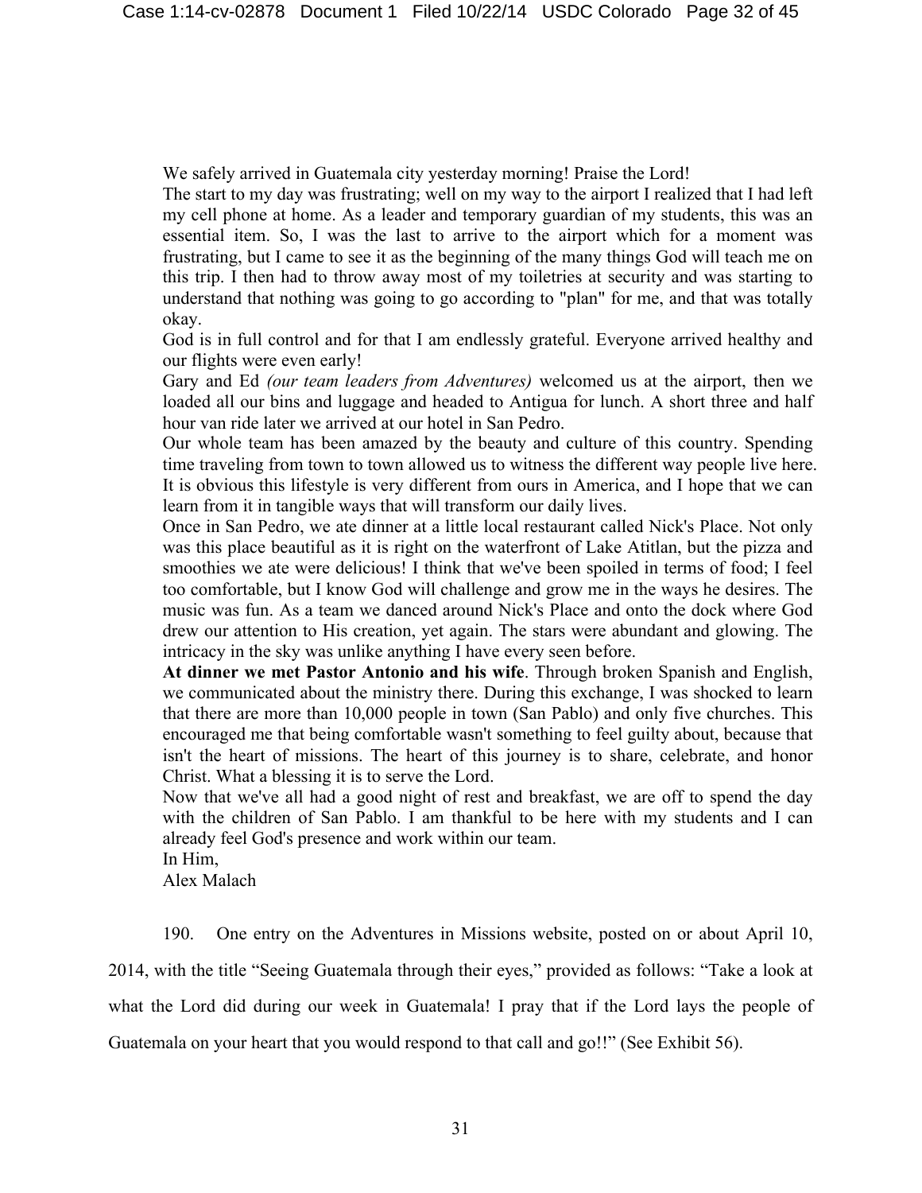We safely arrived in Guatemala city yesterday morning! Praise the Lord!

The start to my day was frustrating; well on my way to the airport I realized that I had left my cell phone at home. As a leader and temporary guardian of my students, this was an essential item. So, I was the last to arrive to the airport which for a moment was frustrating, but I came to see it as the beginning of the many things God will teach me on this trip. I then had to throw away most of my toiletries at security and was starting to understand that nothing was going to go according to "plan" for me, and that was totally okay.

God is in full control and for that I am endlessly grateful. Everyone arrived healthy and our flights were even early!

Gary and Ed *(our team leaders from Adventures)* welcomed us at the airport, then we loaded all our bins and luggage and headed to Antigua for lunch. A short three and half hour van ride later we arrived at our hotel in San Pedro.

Our whole team has been amazed by the beauty and culture of this country. Spending time traveling from town to town allowed us to witness the different way people live here. It is obvious this lifestyle is very different from ours in America, and I hope that we can learn from it in tangible ways that will transform our daily lives.

Once in San Pedro, we ate dinner at a little local restaurant called Nick's Place. Not only was this place beautiful as it is right on the waterfront of Lake Atitlan, but the pizza and smoothies we ate were delicious! I think that we've been spoiled in terms of food; I feel too comfortable, but I know God will challenge and grow me in the ways he desires. The music was fun. As a team we danced around Nick's Place and onto the dock where God drew our attention to His creation, yet again. The stars were abundant and glowing. The intricacy in the sky was unlike anything I have every seen before.

**At dinner we met Pastor Antonio and his wife**. Through broken Spanish and English, we communicated about the ministry there. During this exchange, I was shocked to learn that there are more than 10,000 people in town (San Pablo) and only five churches. This encouraged me that being comfortable wasn't something to feel guilty about, because that isn't the heart of missions. The heart of this journey is to share, celebrate, and honor Christ. What a blessing it is to serve the Lord.

Now that we've all had a good night of rest and breakfast, we are off to spend the day with the children of San Pablo. I am thankful to be here with my students and I can already feel God's presence and work within our team.

In Him,

Alex Malach

190. One entry on the Adventures in Missions website, posted on or about April 10, 2014, with the title "Seeing Guatemala through their eyes," provided as follows: "Take a look at what the Lord did during our week in Guatemala! I pray that if the Lord lays the people of Guatemala on your heart that you would respond to that call and go!!" (See Exhibit 56).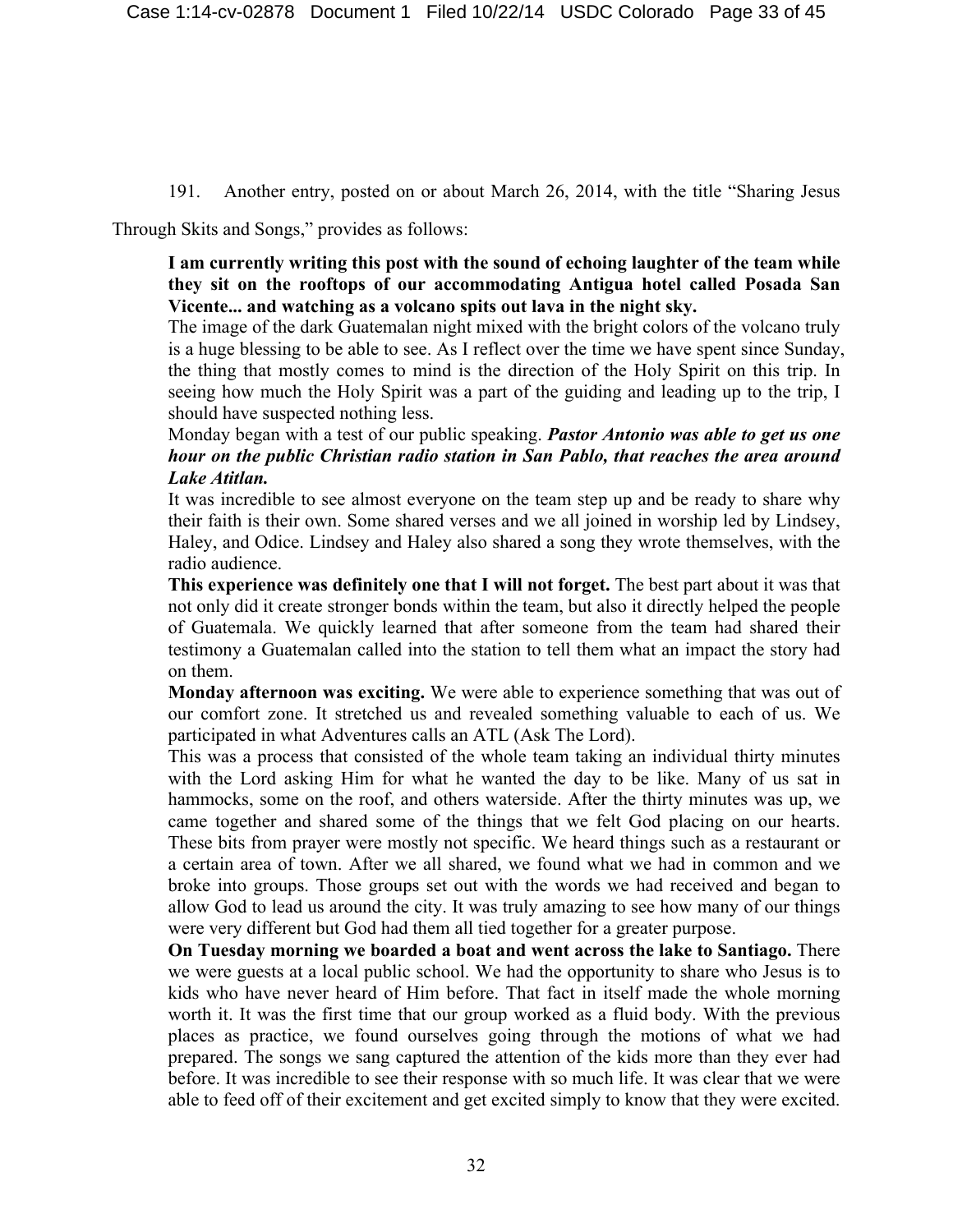191. Another entry, posted on or about March 26, 2014, with the title "Sharing Jesus Through Skits and Songs," provides as follows:

> **I am currently writing this post with the sound of echoing laughter of the team while they sit on the rooftops of our accommodating Antigua hotel called Posada San Vicente... and watching as a volcano spits out lava in the night sky.**
>
> The image of the dark Guatemalan night mixed with the bright colors of the volcano truly is a huge blessing to be able to see. As I reflect over the time we have spent since Sunday, the thing that mostly comes to mind is the direction of the Holy Spirit on this trip. In seeing how much the Holy Spirit was a part of the guiding and leading up to the trip, I should have suspected nothing less.
>
> Monday began with a test of our public speaking. ***Pastor Antonio was able to get us one hour on the public Christian radio station in San Pablo, that reaches the area around Lake Atitlan.***
>
> It was incredible to see almost everyone on the team step up and be ready to share why their faith is their own. Some shared verses and we all joined in worship led by Lindsey, Haley, and Odice. Lindsey and Haley also shared a song they wrote themselves, with the radio audience.
>
> **This experience was definitely one that I will not forget.** The best part about it was that not only did it create stronger bonds within the team, but also it directly helped the people of Guatemala. We quickly learned that after someone from the team had shared their testimony a Guatemalan called into the station to tell them what an impact the story had on them.
>
> **Monday afternoon was exciting.** We were able to experience something that was out of our comfort zone. It stretched us and revealed something valuable to each of us. We participated in what Adventures calls an ATL (Ask The Lord).
>
> This was a process that consisted of the whole team taking an individual thirty minutes with the Lord asking Him for what he wanted the day to be like. Many of us sat in hammocks, some on the roof, and others waterside. After the thirty minutes was up, we came together and shared some of the things that we felt God placing on our hearts. These bits from prayer were mostly not specific. We heard things such as a restaurant or a certain area of town. After we all shared, we found what we had in common and we broke into groups. Those groups set out with the words we had received and began to allow God to lead us around the city. It was truly amazing to see how many of our things were very different but God had them all tied together for a greater purpose.
>
> **On Tuesday morning we boarded a boat and went across the lake to Santiago.** There we were guests at a local public school. We had the opportunity to share who Jesus is to kids who have never heard of Him before. That fact in itself made the whole morning worth it. It was the first time that our group worked as a fluid body. With the previous places as practice, we found ourselves going through the motions of what we had prepared. The songs we sang captured the attention of the kids more than they ever had before. It was incredible to see their response with so much life. It was clear that we were able to feed off of their excitement and get excited simply to know that they were excited.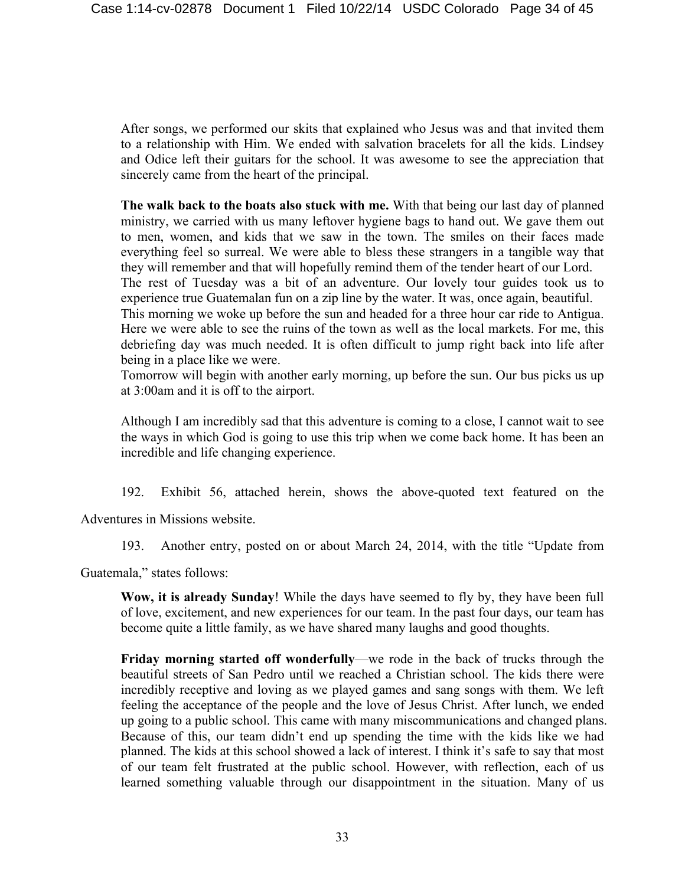> After songs, we performed our skits that explained who Jesus was and that invited them to a relationship with Him. We ended with salvation bracelets for all the kids. Lindsey and Odice left their guitars for the school. It was awesome to see the appreciation that sincerely came from the heart of the principal.
>
> **The walk back to the boats also stuck with me.** With that being our last day of planned ministry, we carried with us many leftover hygiene bags to hand out. We gave them out to men, women, and kids that we saw in the town. The smiles on their faces made everything feel so surreal. We were able to bless these strangers in a tangible way that they will remember and that will hopefully remind them of the tender heart of our Lord.
> The rest of Tuesday was a bit of an adventure. Our lovely tour guides took us to experience true Guatemalan fun on a zip line by the water. It was, once again, beautiful.
> This morning we woke up before the sun and headed for a three hour car ride to Antigua. Here we were able to see the ruins of the town as well as the local markets. For me, this debriefing day was much needed. It is often difficult to jump right back into life after being in a place like we were.
> Tomorrow will begin with another early morning, up before the sun. Our bus picks us up at 3:00am and it is off to the airport.
>
> Although I am incredibly sad that this adventure is coming to a close, I cannot wait to see the ways in which God is going to use this trip when we come back home. It has been an incredible and life changing experience.

192. Exhibit 56, attached herein, shows the above-quoted text featured on the Adventures in Missions website.

193. Another entry, posted on or about March 24, 2014, with the title "Update from Guatemala," states follows:

> **Wow, it is already Sunday**! While the days have seemed to fly by, they have been full of love, excitement, and new experiences for our team. In the past four days, our team has become quite a little family, as we have shared many laughs and good thoughts.
>
> **Friday morning started off wonderfully**—we rode in the back of trucks through the beautiful streets of San Pedro until we reached a Christian school. The kids there were incredibly receptive and loving as we played games and sang songs with them. We left feeling the acceptance of the people and the love of Jesus Christ. After lunch, we ended up going to a public school. This came with many miscommunications and changed plans. Because of this, our team didn't end up spending the time with the kids like we had planned. The kids at this school showed a lack of interest. I think it's safe to say that most of our team felt frustrated at the public school. However, with reflection, each of us learned something valuable through our disappointment in the situation. Many of us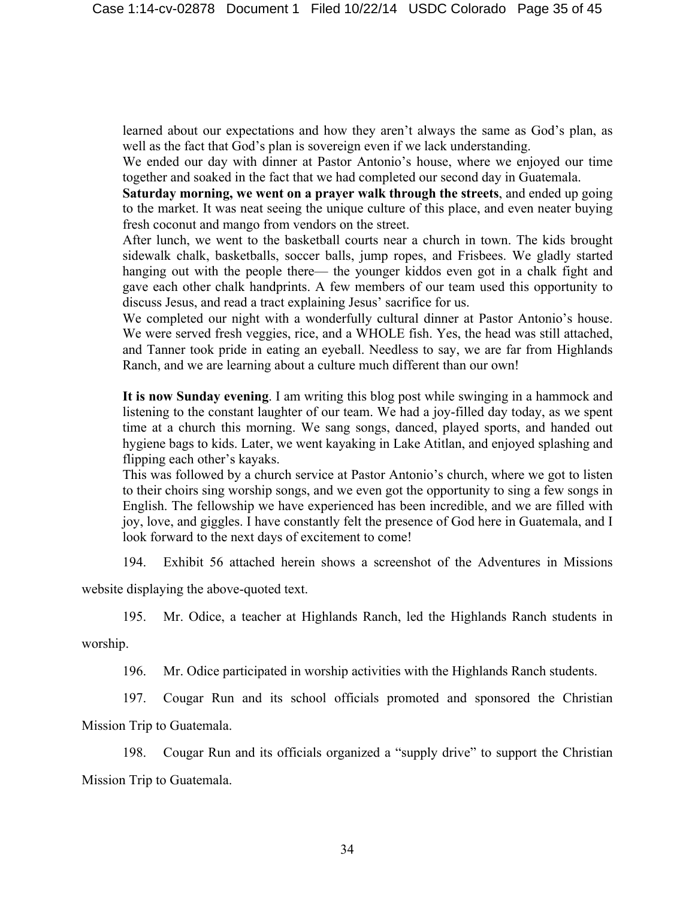learned about our expectations and how they aren't always the same as God's plan, as well as the fact that God's plan is sovereign even if we lack understanding.

We ended our day with dinner at Pastor Antonio's house, where we enjoyed our time together and soaked in the fact that we had completed our second day in Guatemala.

**Saturday morning, we went on a prayer walk through the streets**, and ended up going to the market. It was neat seeing the unique culture of this place, and even neater buying fresh coconut and mango from vendors on the street.

After lunch, we went to the basketball courts near a church in town. The kids brought sidewalk chalk, basketballs, soccer balls, jump ropes, and Frisbees. We gladly started hanging out with the people there— the younger kiddos even got in a chalk fight and gave each other chalk handprints. A few members of our team used this opportunity to discuss Jesus, and read a tract explaining Jesus' sacrifice for us.

We completed our night with a wonderfully cultural dinner at Pastor Antonio's house. We were served fresh veggies, rice, and a WHOLE fish. Yes, the head was still attached, and Tanner took pride in eating an eyeball. Needless to say, we are far from Highlands Ranch, and we are learning about a culture much different than our own!

**It is now Sunday evening**. I am writing this blog post while swinging in a hammock and listening to the constant laughter of our team. We had a joy-filled day today, as we spent time at a church this morning. We sang songs, danced, played sports, and handed out hygiene bags to kids. Later, we went kayaking in Lake Atitlan, and enjoyed splashing and flipping each other's kayaks.

This was followed by a church service at Pastor Antonio's church, where we got to listen to their choirs sing worship songs, and we even got the opportunity to sing a few songs in English. The fellowship we have experienced has been incredible, and we are filled with joy, love, and giggles. I have constantly felt the presence of God here in Guatemala, and I look forward to the next days of excitement to come!

194. Exhibit 56 attached herein shows a screenshot of the Adventures in Missions website displaying the above-quoted text.

195. Mr. Odice, a teacher at Highlands Ranch, led the Highlands Ranch students in worship.

196. Mr. Odice participated in worship activities with the Highlands Ranch students.

197. Cougar Run and its school officials promoted and sponsored the Christian Mission Trip to Guatemala.

198. Cougar Run and its officials organized a "supply drive" to support the Christian Mission Trip to Guatemala.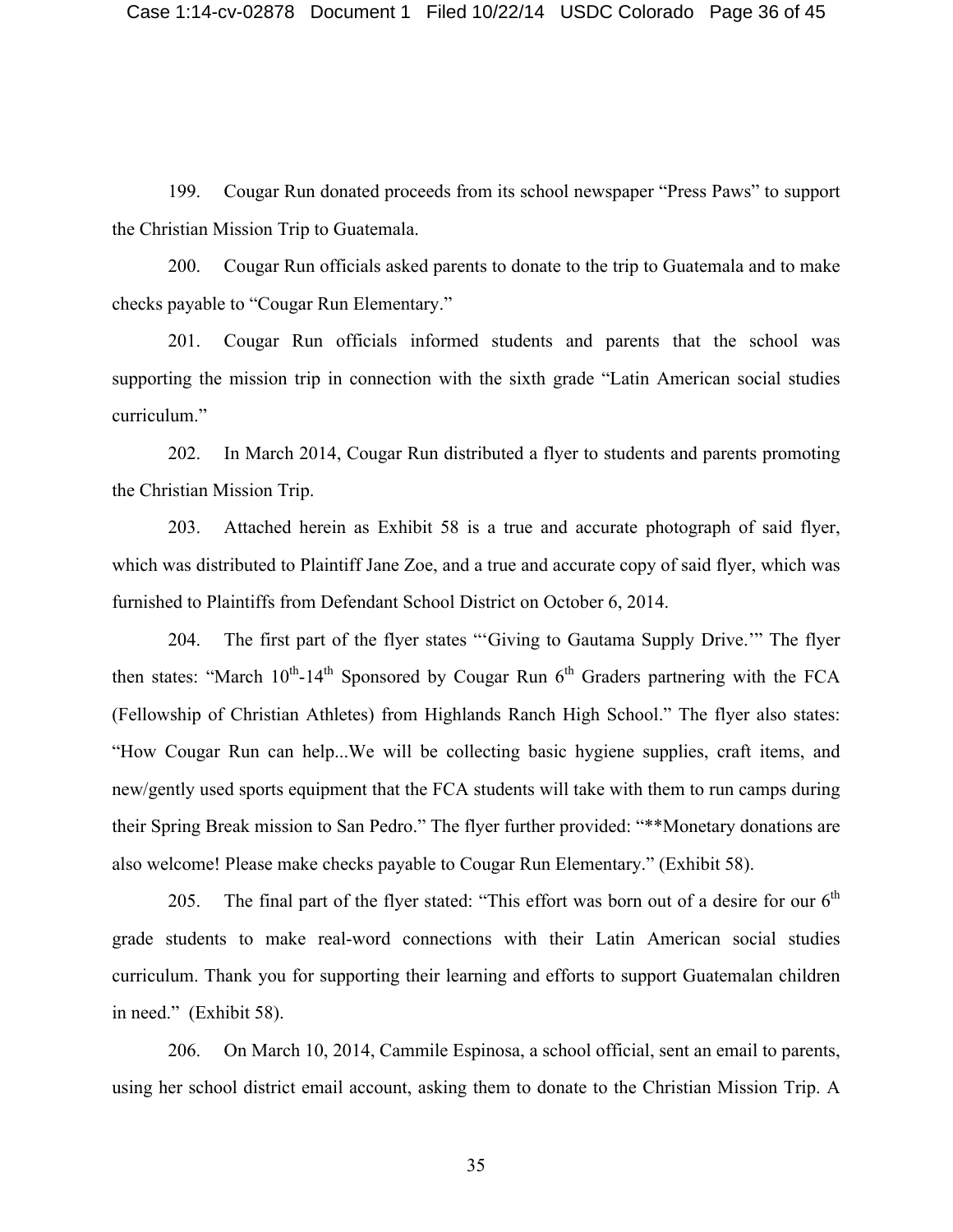199. Cougar Run donated proceeds from its school newspaper “Press Paws” to support the Christian Mission Trip to Guatemala.

200. Cougar Run officials asked parents to donate to the trip to Guatemala and to make checks payable to “Cougar Run Elementary.”

201. Cougar Run officials informed students and parents that the school was supporting the mission trip in connection with the sixth grade “Latin American social studies curriculum.”

202. In March 2014, Cougar Run distributed a flyer to students and parents promoting the Christian Mission Trip.

203. Attached herein as Exhibit 58 is a true and accurate photograph of said flyer, which was distributed to Plaintiff Jane Zoe, and a true and accurate copy of said flyer, which was furnished to Plaintiffs from Defendant School District on October 6, 2014.

204. The first part of the flyer states “‘Giving to Gautama Supply Drive.’” The flyer then states: “March 10th-14th Sponsored by Cougar Run 6th Graders partnering with the FCA (Fellowship of Christian Athletes) from Highlands Ranch High School.” The flyer also states: “How Cougar Run can help...We will be collecting basic hygiene supplies, craft items, and new/gently used sports equipment that the FCA students will take with them to run camps during their Spring Break mission to San Pedro.” The flyer further provided: “**Monetary donations are also welcome! Please make checks payable to Cougar Run Elementary.” (Exhibit 58).

205. The final part of the flyer stated: “This effort was born out of a desire for our 6th grade students to make real-word connections with their Latin American social studies curriculum. Thank you for supporting their learning and efforts to support Guatemalan children in need.” (Exhibit 58).

206. On March 10, 2014, Cammile Espinosa, a school official, sent an email to parents, using her school district email account, asking them to donate to the Christian Mission Trip. A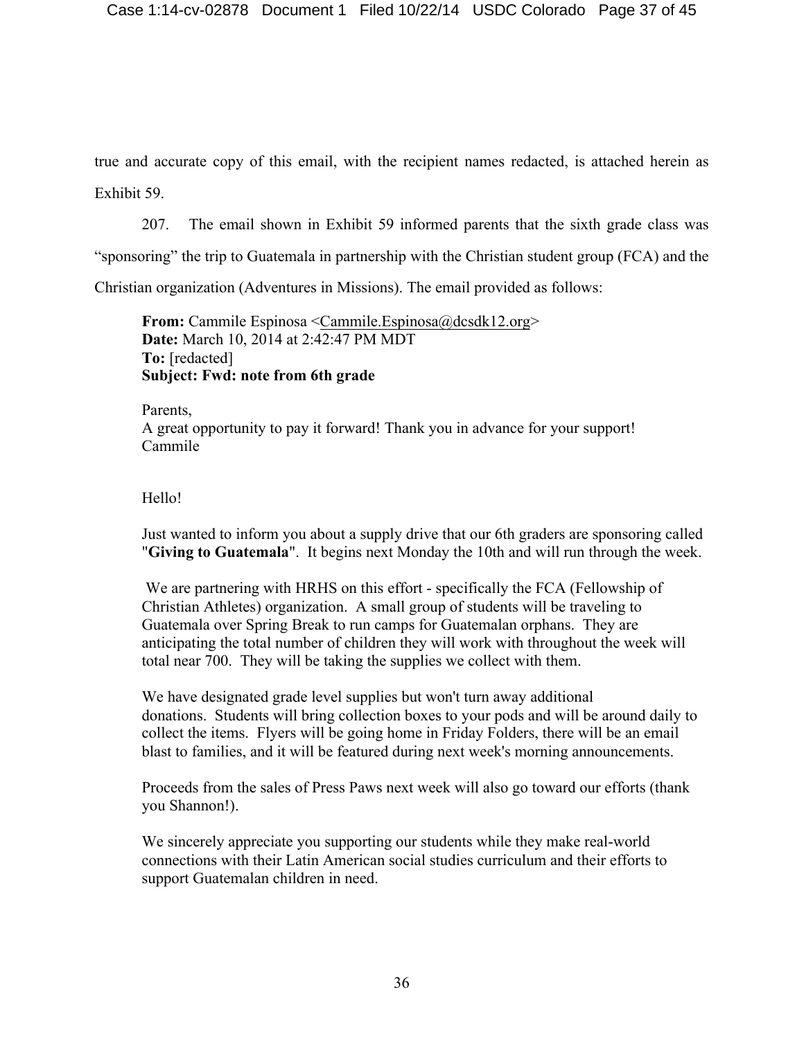true and accurate copy of this email, with the recipient names redacted, is attached herein as Exhibit 59.

207. The email shown in Exhibit 59 informed parents that the sixth grade class was "sponsoring" the trip to Guatemala in partnership with the Christian student group (FCA) and the Christian organization (Adventures in Missions). The email provided as follows:

> **From:** Cammile Espinosa <Cammile.Espinosa@dcsdk12.org>
> **Date:** March 10, 2014 at 2:42:47 PM MDT
> **To:** [redacted]
> **Subject: Fwd: note from 6th grade**
>
> Parents,
> A great opportunity to pay it forward! Thank you in advance for your support!
> Cammile
>
> Hello!
>
> Just wanted to inform you about a supply drive that our 6th graders are sponsoring called "**Giving to Guatemala**". It begins next Monday the 10th and will run through the week.
>
> We are partnering with HRHS on this effort - specifically the FCA (Fellowship of Christian Athletes) organization. A small group of students will be traveling to Guatemala over Spring Break to run camps for Guatemalan orphans. They are anticipating the total number of children they will work with throughout the week will total near 700. They will be taking the supplies we collect with them.
>
> We have designated grade level supplies but won't turn away additional donations. Students will bring collection boxes to your pods and will be around daily to collect the items. Flyers will be going home in Friday Folders, there will be an email blast to families, and it will be featured during next week's morning announcements.
>
> Proceeds from the sales of Press Paws next week will also go toward our efforts (thank you Shannon!).
>
> We sincerely appreciate you supporting our students while they make real-world connections with their Latin American social studies curriculum and their efforts to support Guatemalan children in need.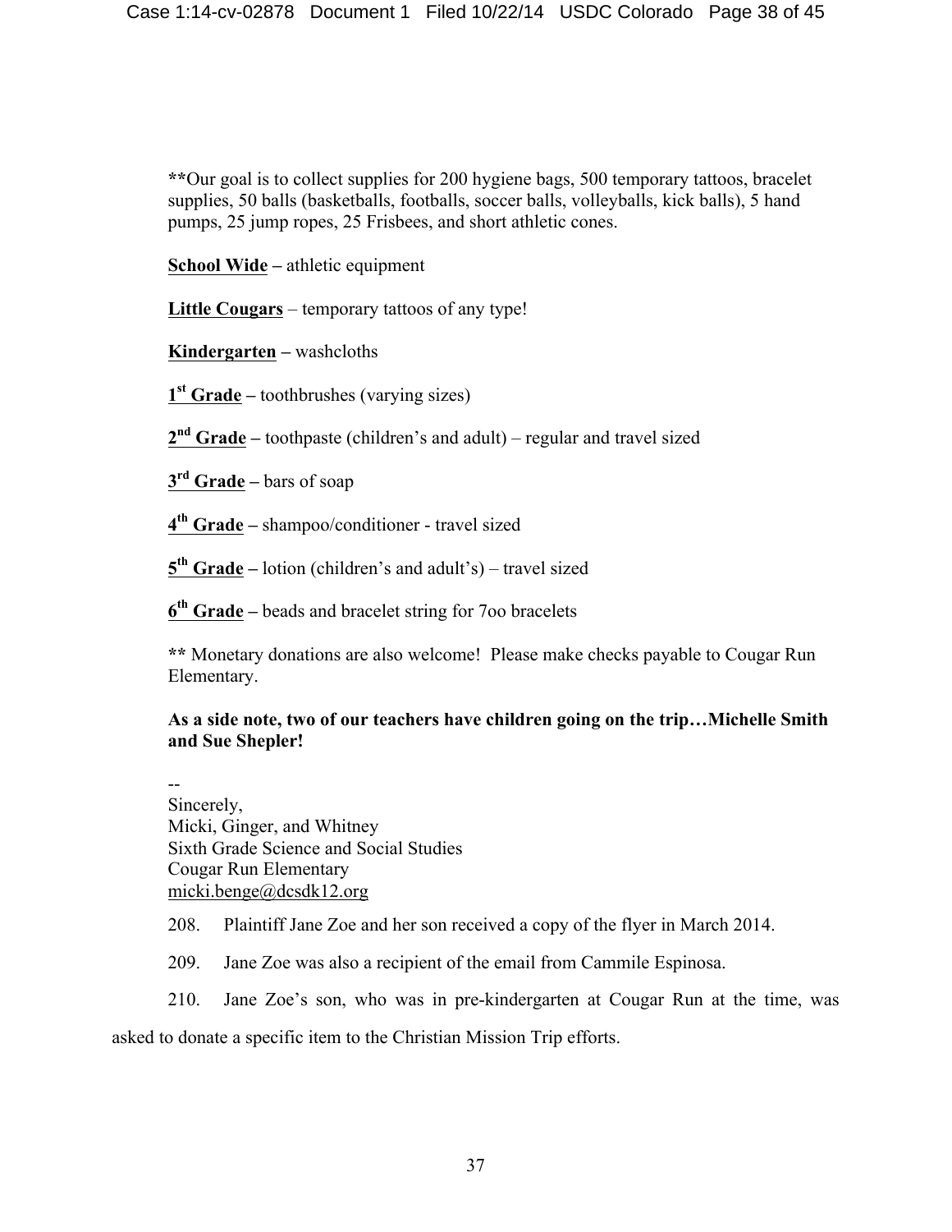**Our goal is to collect supplies for 200 hygiene bags, 500 temporary tattoos, bracelet supplies, 50 balls (basketballs, footballs, soccer balls, volleyballs, kick balls), 5 hand pumps, 25 jump ropes, 25 Frisbees, and short athletic cones.

**<u>School Wide</u>** – athletic equipment

**<u>Little Cougars</u>** – temporary tattoos of any type!

**<u>Kindergarten</u>** – washcloths

**<u>1st Grade</u>** – toothbrushes (varying sizes)

**<u>2nd Grade</u>** – toothpaste (children's and adult) – regular and travel sized

**<u>3rd Grade</u>** – bars of soap

**<u>4th Grade</u>** – shampoo/conditioner - travel sized

**<u>5th Grade</u>** – lotion (children's and adult's) – travel sized

**<u>6th Grade</u>** – beads and bracelet string for 7oo bracelets

** Monetary donations are also welcome! Please make checks payable to Cougar Run Elementary.

**As a side note, two of our teachers have children going on the trip…Michelle Smith and Sue Shepler!**

--
Sincerely,
Micki, Ginger, and Whitney
Sixth Grade Science and Social Studies
Cougar Run Elementary
micki.benge@dcsdk12.org

208. Plaintiff Jane Zoe and her son received a copy of the flyer in March 2014.

209. Jane Zoe was also a recipient of the email from Cammile Espinosa.

210. Jane Zoe's son, who was in pre-kindergarten at Cougar Run at the time, was asked to donate a specific item to the Christian Mission Trip efforts.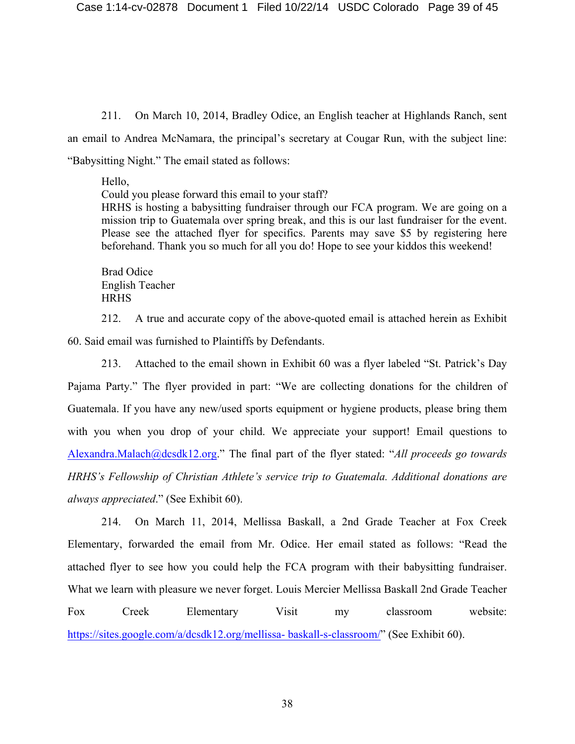211. On March 10, 2014, Bradley Odice, an English teacher at Highlands Ranch, sent an email to Andrea McNamara, the principal's secretary at Cougar Run, with the subject line: "Babysitting Night." The email stated as follows:

> Hello,
> Could you please forward this email to your staff?
> HRHS is hosting a babysitting fundraiser through our FCA program. We are going on a mission trip to Guatemala over spring break, and this is our last fundraiser for the event. Please see the attached flyer for specifics. Parents may save $5 by registering here beforehand. Thank you so much for all you do! Hope to see your kiddos this weekend!
>
> Brad Odice
> English Teacher
> HRHS

212. A true and accurate copy of the above-quoted email is attached herein as Exhibit 60. Said email was furnished to Plaintiffs by Defendants.

213. Attached to the email shown in Exhibit 60 was a flyer labeled "St. Patrick's Day Pajama Party." The flyer provided in part: "We are collecting donations for the children of Guatemala. If you have any new/used sports equipment or hygiene products, please bring them with you when you drop of your child. We appreciate your support! Email questions to Alexandra.Malach@dcsdk12.org." The final part of the flyer stated: "*All proceeds go towards HRHS's Fellowship of Christian Athlete's service trip to Guatemala. Additional donations are always appreciated*." (See Exhibit 60).

214. On March 11, 2014, Mellissa Baskall, a 2nd Grade Teacher at Fox Creek Elementary, forwarded the email from Mr. Odice. Her email stated as follows: "Read the attached flyer to see how you could help the FCA program with their babysitting fundraiser. What we learn with pleasure we never forget. Louis Mercier Mellissa Baskall 2nd Grade Teacher Fox Creek Elementary Visit my classroom website: https://sites.google.com/a/dcsdk12.org/mellissa- baskall-s-classroom/" (See Exhibit 60).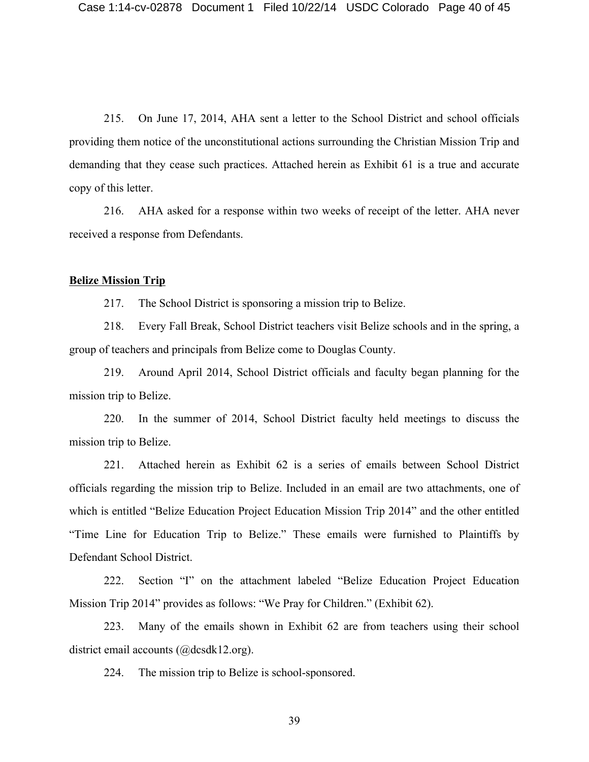215. On June 17, 2014, AHA sent a letter to the School District and school officials providing them notice of the unconstitutional actions surrounding the Christian Mission Trip and demanding that they cease such practices. Attached herein as Exhibit 61 is a true and accurate copy of this letter.

216. AHA asked for a response within two weeks of receipt of the letter. AHA never received a response from Defendants.

**<u>Belize Mission Trip</u>**

217. The School District is sponsoring a mission trip to Belize.

218. Every Fall Break, School District teachers visit Belize schools and in the spring, a group of teachers and principals from Belize come to Douglas County.

219. Around April 2014, School District officials and faculty began planning for the mission trip to Belize.

220. In the summer of 2014, School District faculty held meetings to discuss the mission trip to Belize.

221. Attached herein as Exhibit 62 is a series of emails between School District officials regarding the mission trip to Belize. Included in an email are two attachments, one of which is entitled "Belize Education Project Education Mission Trip 2014" and the other entitled "Time Line for Education Trip to Belize." These emails were furnished to Plaintiffs by Defendant School District.

222. Section "I" on the attachment labeled "Belize Education Project Education Mission Trip 2014" provides as follows: "We Pray for Children." (Exhibit 62).

223. Many of the emails shown in Exhibit 62 are from teachers using their school district email accounts (@dcsdk12.org).

224. The mission trip to Belize is school-sponsored.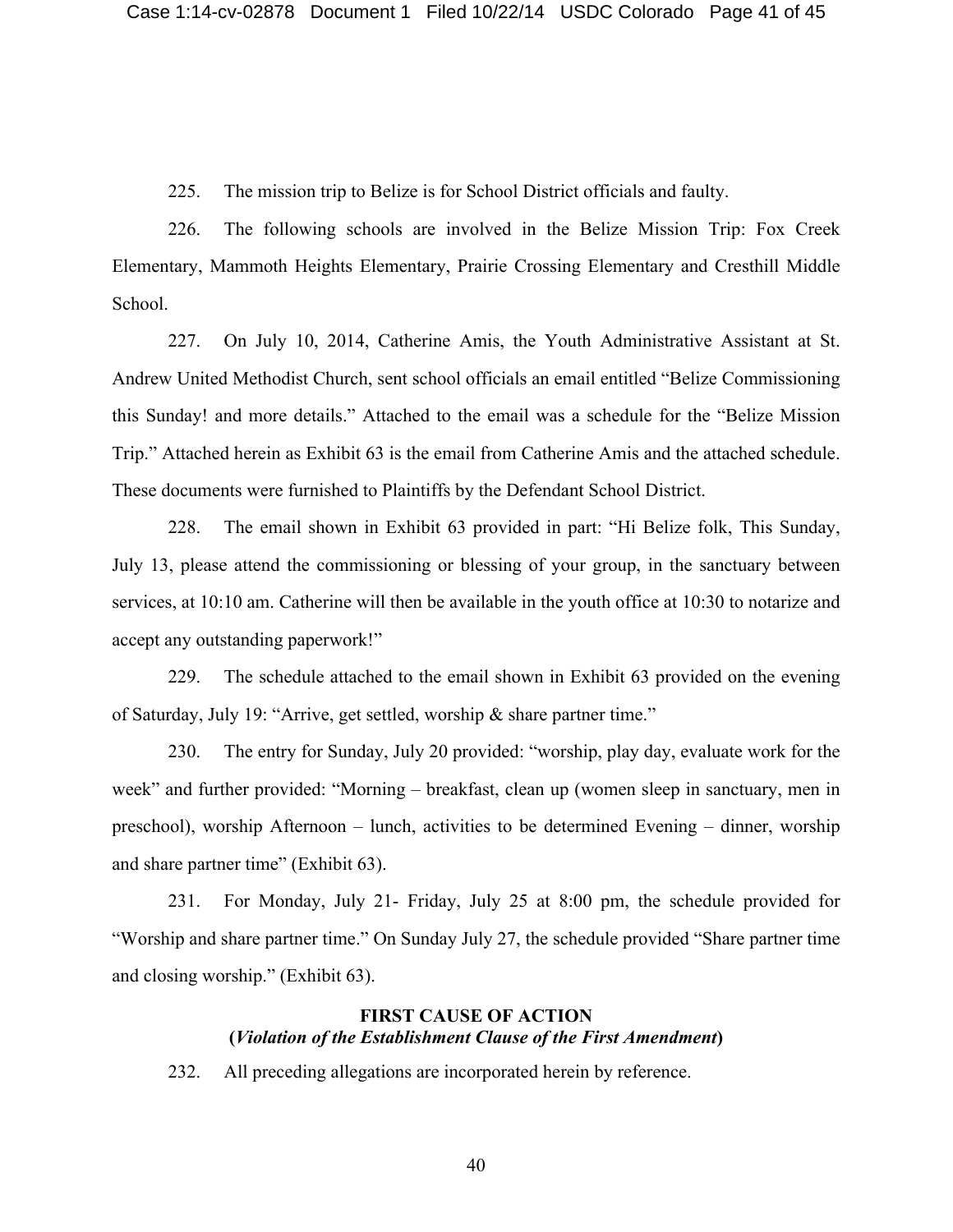225. The mission trip to Belize is for School District officials and faulty.

226. The following schools are involved in the Belize Mission Trip: Fox Creek Elementary, Mammoth Heights Elementary, Prairie Crossing Elementary and Cresthill Middle School.

227. On July 10, 2014, Catherine Amis, the Youth Administrative Assistant at St. Andrew United Methodist Church, sent school officials an email entitled "Belize Commissioning this Sunday! and more details." Attached to the email was a schedule for the "Belize Mission Trip." Attached herein as Exhibit 63 is the email from Catherine Amis and the attached schedule. These documents were furnished to Plaintiffs by the Defendant School District.

228. The email shown in Exhibit 63 provided in part: "Hi Belize folk, This Sunday, July 13, please attend the commissioning or blessing of your group, in the sanctuary between services, at 10:10 am. Catherine will then be available in the youth office at 10:30 to notarize and accept any outstanding paperwork!"

229. The schedule attached to the email shown in Exhibit 63 provided on the evening of Saturday, July 19: "Arrive, get settled, worship & share partner time."

230. The entry for Sunday, July 20 provided: "worship, play day, evaluate work for the week" and further provided: "Morning – breakfast, clean up (women sleep in sanctuary, men in preschool), worship Afternoon – lunch, activities to be determined Evening – dinner, worship and share partner time" (Exhibit 63).

231. For Monday, July 21- Friday, July 25 at 8:00 pm, the schedule provided for "Worship and share partner time." On Sunday July 27, the schedule provided "Share partner time and closing worship." (Exhibit 63).

## FIRST CAUSE OF ACTION
## (*Violation of the Establishment Clause of the First Amendment*)

232. All preceding allegations are incorporated herein by reference.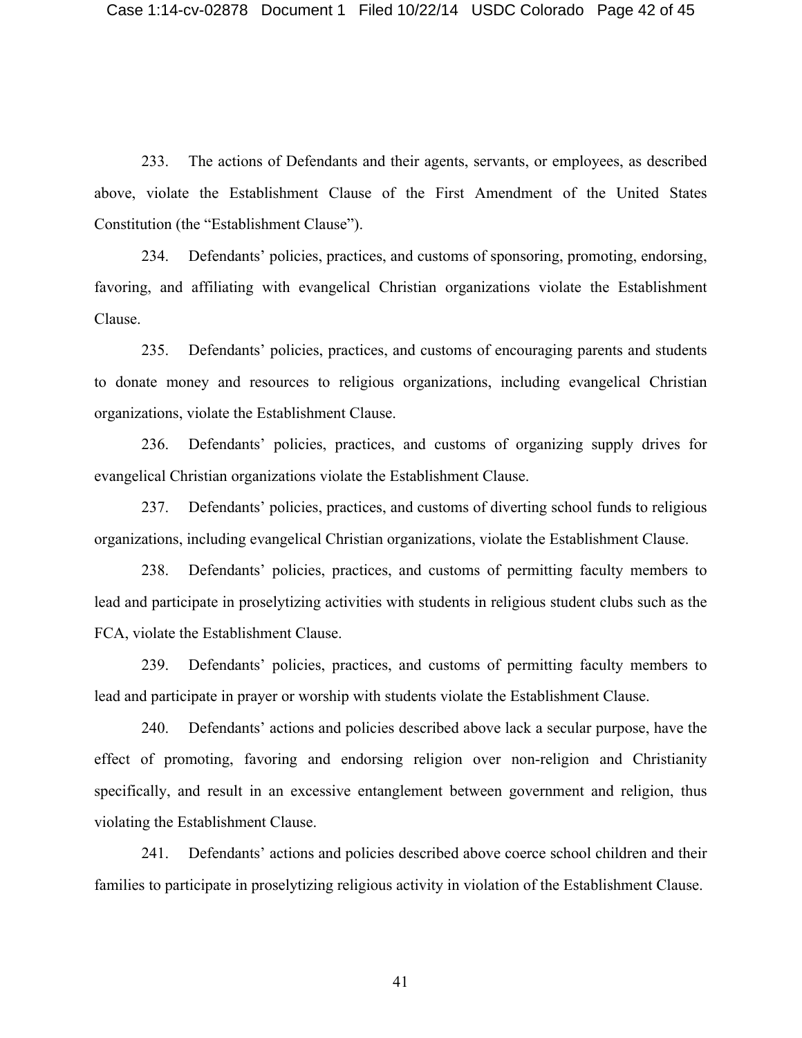233. The actions of Defendants and their agents, servants, or employees, as described above, violate the Establishment Clause of the First Amendment of the United States Constitution (the "Establishment Clause").

234. Defendants' policies, practices, and customs of sponsoring, promoting, endorsing, favoring, and affiliating with evangelical Christian organizations violate the Establishment Clause.

235. Defendants' policies, practices, and customs of encouraging parents and students to donate money and resources to religious organizations, including evangelical Christian organizations, violate the Establishment Clause.

236. Defendants' policies, practices, and customs of organizing supply drives for evangelical Christian organizations violate the Establishment Clause.

237. Defendants' policies, practices, and customs of diverting school funds to religious organizations, including evangelical Christian organizations, violate the Establishment Clause.

238. Defendants' policies, practices, and customs of permitting faculty members to lead and participate in proselytizing activities with students in religious student clubs such as the FCA, violate the Establishment Clause.

239. Defendants' policies, practices, and customs of permitting faculty members to lead and participate in prayer or worship with students violate the Establishment Clause.

240. Defendants' actions and policies described above lack a secular purpose, have the effect of promoting, favoring and endorsing religion over non-religion and Christianity specifically, and result in an excessive entanglement between government and religion, thus violating the Establishment Clause.

241. Defendants' actions and policies described above coerce school children and their families to participate in proselytizing religious activity in violation of the Establishment Clause.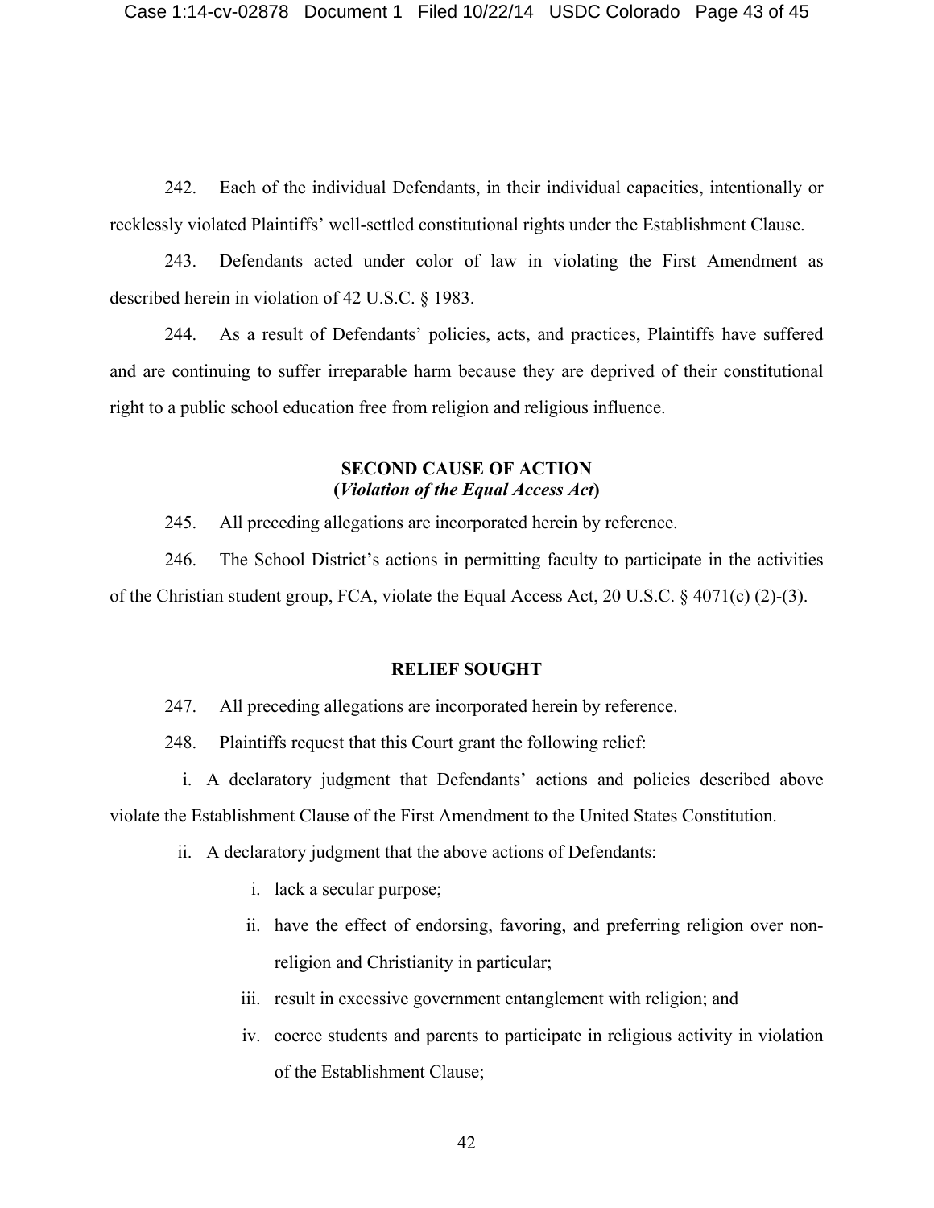242. Each of the individual Defendants, in their individual capacities, intentionally or recklessly violated Plaintiffs' well-settled constitutional rights under the Establishment Clause.

243. Defendants acted under color of law in violating the First Amendment as described herein in violation of 42 U.S.C. § 1983.

244. As a result of Defendants' policies, acts, and practices, Plaintiffs have suffered and are continuing to suffer irreparable harm because they are deprived of their constitutional right to a public school education free from religion and religious influence.

## SECOND CAUSE OF ACTION
## (*Violation of the Equal Access Act*)

245. All preceding allegations are incorporated herein by reference.

246. The School District's actions in permitting faculty to participate in the activities of the Christian student group, FCA, violate the Equal Access Act, 20 U.S.C. § 4071(c) (2)-(3).

## RELIEF SOUGHT

247. All preceding allegations are incorporated herein by reference.

248. Plaintiffs request that this Court grant the following relief:

i. A declaratory judgment that Defendants' actions and policies described above violate the Establishment Clause of the First Amendment to the United States Constitution.

ii. A declaratory judgment that the above actions of Defendants:

   i. lack a secular purpose;
   ii. have the effect of endorsing, favoring, and preferring religion over non-religion and Christianity in particular;
   iii. result in excessive government entanglement with religion; and
   iv. coerce students and parents to participate in religious activity in violation of the Establishment Clause;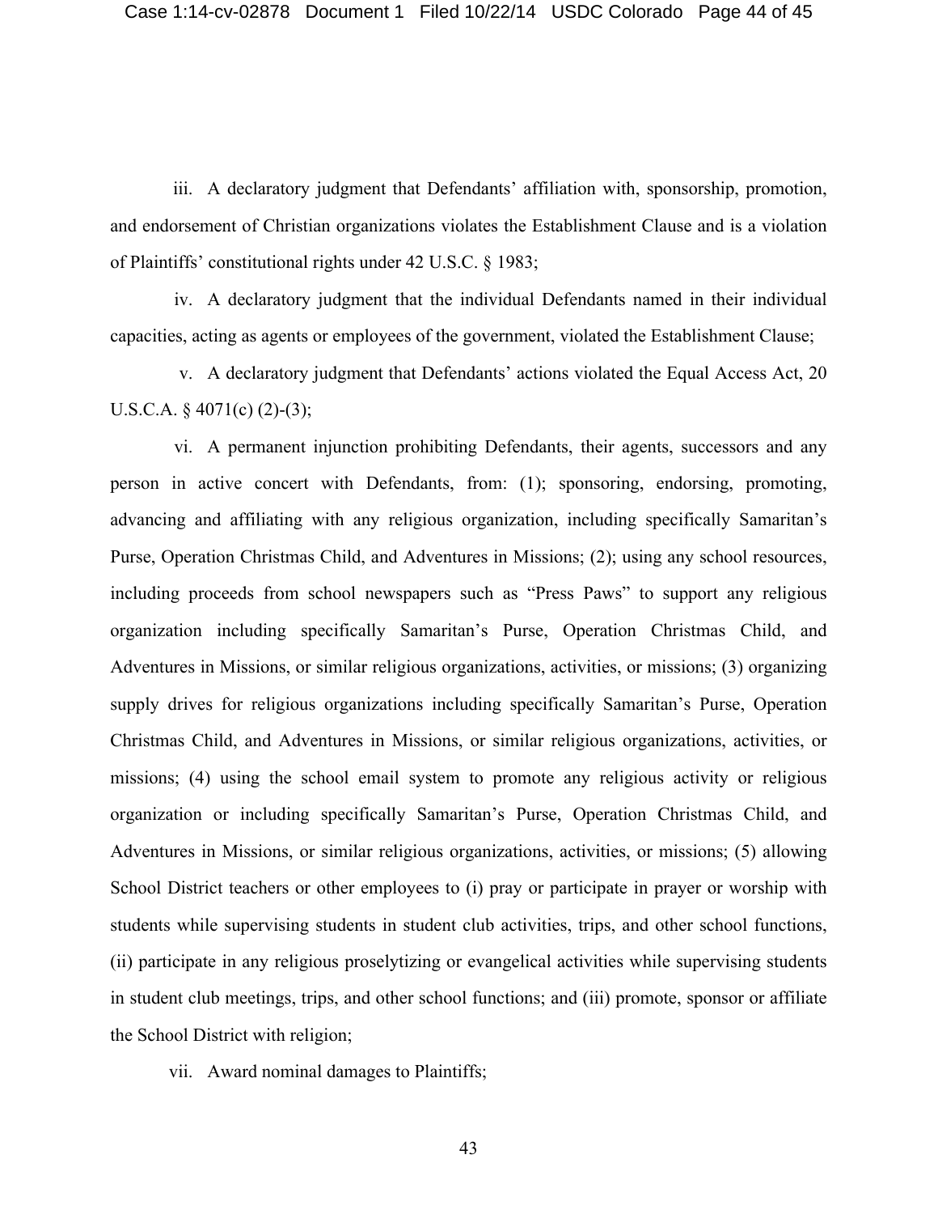iii. A declaratory judgment that Defendants' affiliation with, sponsorship, promotion, and endorsement of Christian organizations violates the Establishment Clause and is a violation of Plaintiffs' constitutional rights under 42 U.S.C. § 1983;

iv. A declaratory judgment that the individual Defendants named in their individual capacities, acting as agents or employees of the government, violated the Establishment Clause;

v. A declaratory judgment that Defendants' actions violated the Equal Access Act, 20 U.S.C.A. § 4071(c) (2)-(3);

vi. A permanent injunction prohibiting Defendants, their agents, successors and any person in active concert with Defendants, from: (1); sponsoring, endorsing, promoting, advancing and affiliating with any religious organization, including specifically Samaritan's Purse, Operation Christmas Child, and Adventures in Missions; (2); using any school resources, including proceeds from school newspapers such as "Press Paws" to support any religious organization including specifically Samaritan's Purse, Operation Christmas Child, and Adventures in Missions, or similar religious organizations, activities, or missions; (3) organizing supply drives for religious organizations including specifically Samaritan's Purse, Operation Christmas Child, and Adventures in Missions, or similar religious organizations, activities, or missions; (4) using the school email system to promote any religious activity or religious organization or including specifically Samaritan's Purse, Operation Christmas Child, and Adventures in Missions, or similar religious organizations, activities, or missions; (5) allowing School District teachers or other employees to (i) pray or participate in prayer or worship with students while supervising students in student club activities, trips, and other school functions, (ii) participate in any religious proselytizing or evangelical activities while supervising students in student club meetings, trips, and other school functions; and (iii) promote, sponsor or affiliate the School District with religion;

vii. Award nominal damages to Plaintiffs;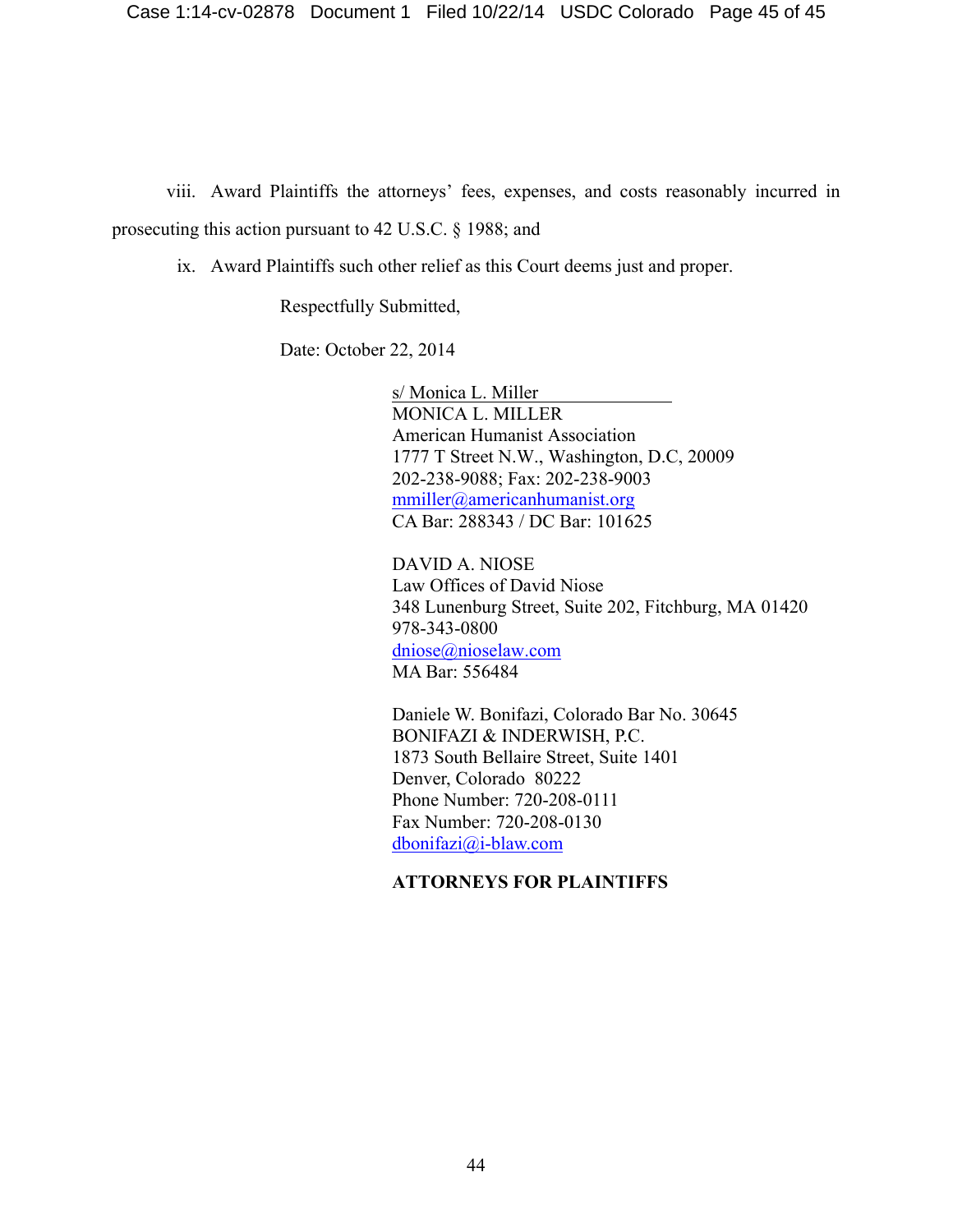viii. Award Plaintiffs the attorneys' fees, expenses, and costs reasonably incurred in prosecuting this action pursuant to 42 U.S.C. § 1988; and

ix. Award Plaintiffs such other relief as this Court deems just and proper.

Respectfully Submitted,

Date: October 22, 2014

s/ Monica L. Miller
MONICA L. MILLER
American Humanist Association
1777 T Street N.W., Washington, D.C, 20009
202-238-9088; Fax: 202-238-9003
mmiller@americanhumanist.org
CA Bar: 288343 / DC Bar: 101625

DAVID A. NIOSE
Law Offices of David Niose
348 Lunenburg Street, Suite 202, Fitchburg, MA 01420
978-343-0800
dniose@nioselaw.com
MA Bar: 556484

Daniele W. Bonifazi, Colorado Bar No. 30645
BONIFAZI & INDERWISH, P.C.
1873 South Bellaire Street, Suite 1401
Denver, Colorado 80222
Phone Number: 720-208-0111
Fax Number: 720-208-0130
dbonifazi@i-blaw.com

**ATTORNEYS FOR PLAINTIFFS**